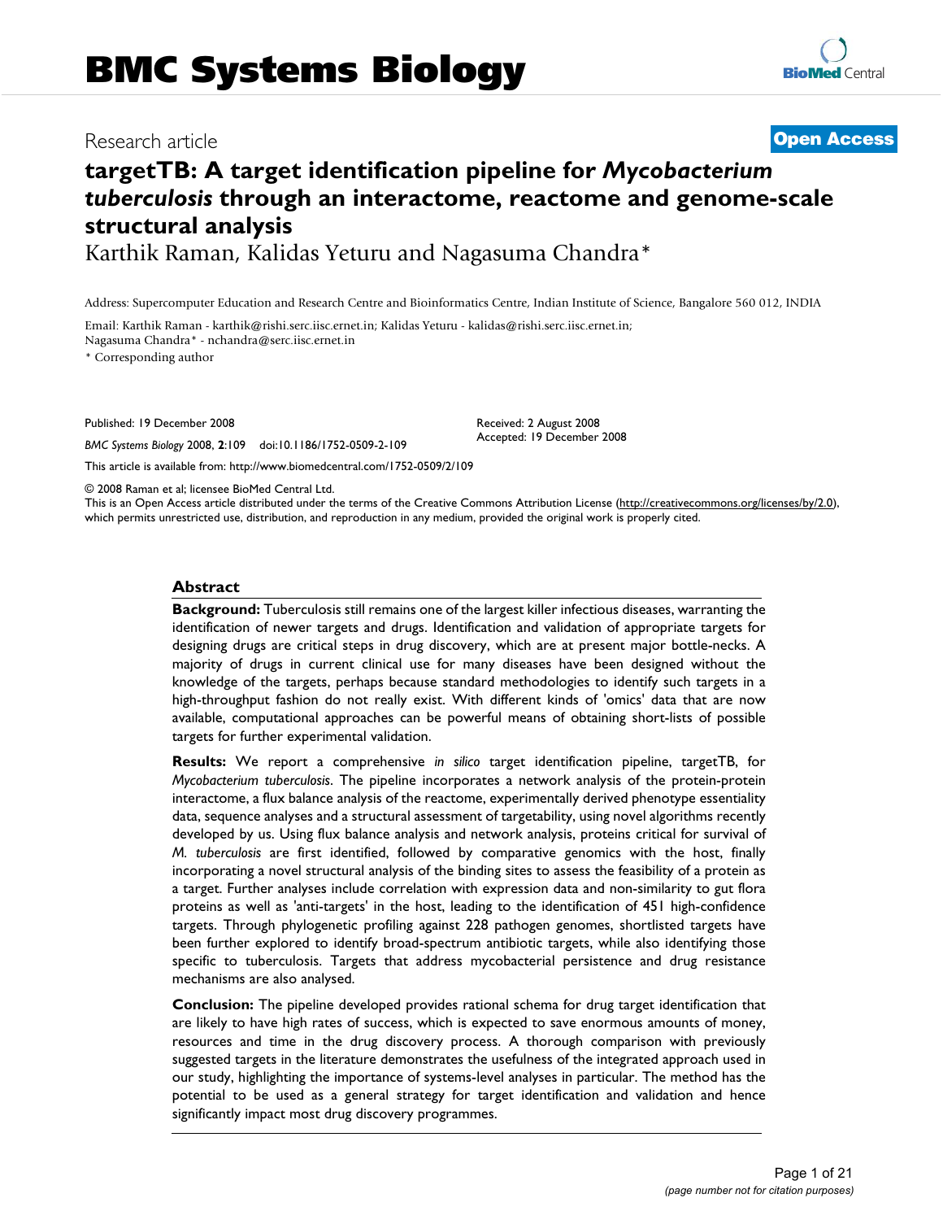BMC Systems Biology

Research article

**Open Access**

# targetTB: A target identification pipeline for *Mycobacterium tuberculosis* through an interactome, reactome and genome-scale structural analysis

Karthik Raman, Kalidas Yeturu and Nagasuma Chandra*

Address: Supercomputer Education and Research Centre and Bioinformatics Centre, Indian Institute of Science, Bangalore 560 012, INDIA

Email: Karthik Raman - karthik@rishi.serc.iisc.ernet.in; Kalidas Yeturu - kalidas@rishi.serc.iisc.ernet.in; Nagasuma Chandra* - nchandra@serc.iisc.ernet.in

* Corresponding author

Published: 19 December 2008

*BMC Systems Biology* 2008, **2**:109 doi:10.1186/1752-0509-2-109

Received: 2 August 2008
Accepted: 19 December 2008

This article is available from: http://www.biomedcentral.com/1752-0509/2/109

© 2008 Raman et al; licensee BioMed Central Ltd.
This is an Open Access article distributed under the terms of the Creative Commons Attribution License (http://creativecommons.org/licenses/by/2.0), which permits unrestricted use, distribution, and reproduction in any medium, provided the original work is properly cited.

## Abstract

**Background:** Tuberculosis still remains one of the largest killer infectious diseases, warranting the identification of newer targets and drugs. Identification and validation of appropriate targets for designing drugs are critical steps in drug discovery, which are at present major bottle-necks. A majority of drugs in current clinical use for many diseases have been designed without the knowledge of the targets, perhaps because standard methodologies to identify such targets in a high-throughput fashion do not really exist. With different kinds of 'omics' data that are now available, computational approaches can be powerful means of obtaining short-lists of possible targets for further experimental validation.

**Results:** We report a comprehensive *in silico* target identification pipeline, targetTB, for *Mycobacterium tuberculosis*. The pipeline incorporates a network analysis of the protein-protein interactome, a flux balance analysis of the reactome, experimentally derived phenotype essentiality data, sequence analyses and a structural assessment of targetability, using novel algorithms recently developed by us. Using flux balance analysis and network analysis, proteins critical for survival of *M. tuberculosis* are first identified, followed by comparative genomics with the host, finally incorporating a novel structural analysis of the binding sites to assess the feasibility of a protein as a target. Further analyses include correlation with expression data and non-similarity to gut flora proteins as well as 'anti-targets' in the host, leading to the identification of 451 high-confidence targets. Through phylogenetic profiling against 228 pathogen genomes, shortlisted targets have been further explored to identify broad-spectrum antibiotic targets, while also identifying those specific to tuberculosis. Targets that address mycobacterial persistence and drug resistance mechanisms are also analysed.

**Conclusion:** The pipeline developed provides rational schema for drug target identification that are likely to have high rates of success, which is expected to save enormous amounts of money, resources and time in the drug discovery process. A thorough comparison with previously suggested targets in the literature demonstrates the usefulness of the integrated approach used in our study, highlighting the importance of systems-level analyses in particular. The method has the potential to be used as a general strategy for target identification and validation and hence significantly impact most drug discovery programmes.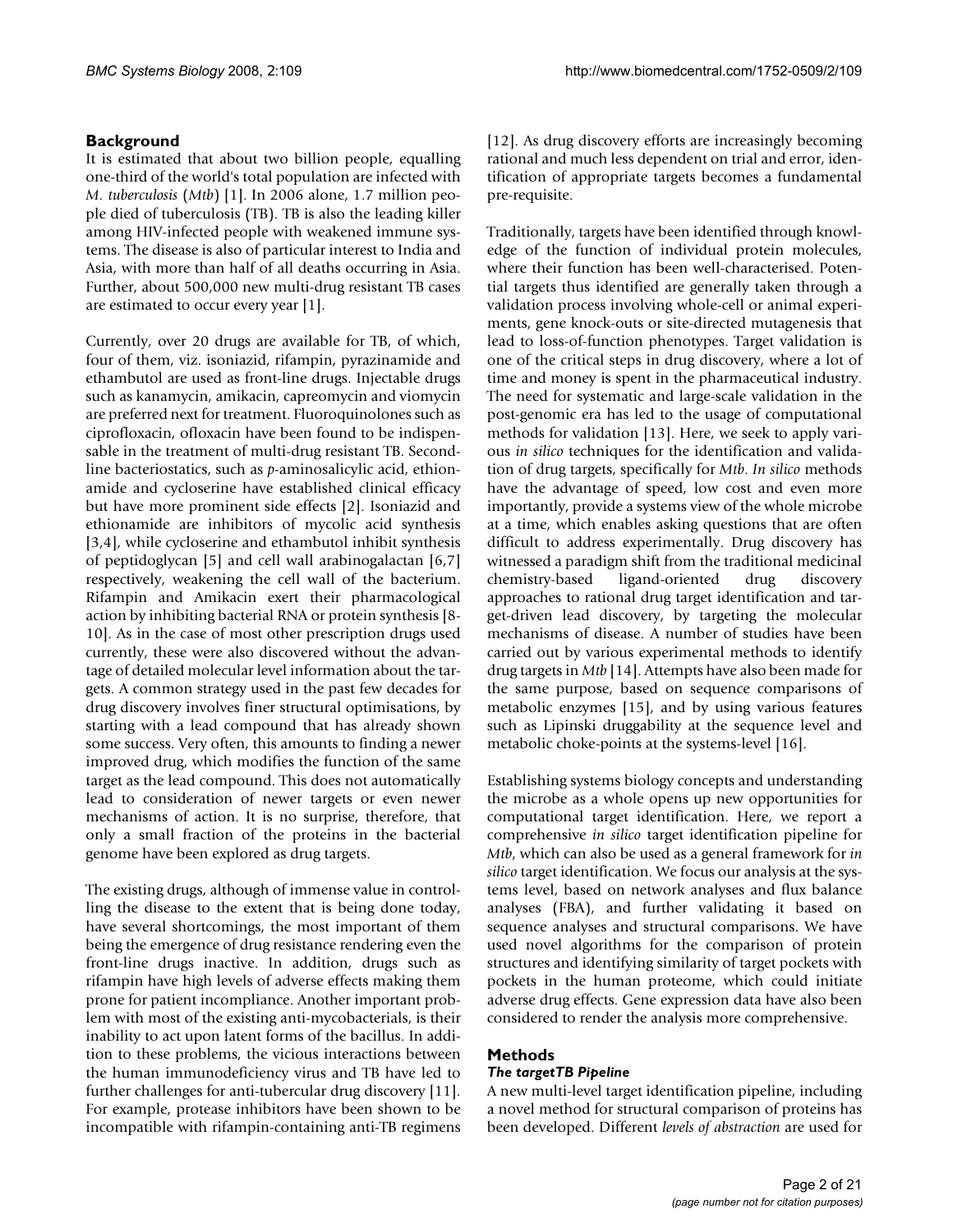## Background

It is estimated that about two billion people, equalling one-third of the world's total population are infected with *M. tuberculosis* (*Mtb*) [1]. In 2006 alone, 1.7 million people died of tuberculosis (TB). TB is also the leading killer among HIV-infected people with weakened immune systems. The disease is also of particular interest to India and Asia, with more than half of all deaths occurring in Asia. Further, about 500,000 new multi-drug resistant TB cases are estimated to occur every year [1].

Currently, over 20 drugs are available for TB, of which, four of them, viz. isoniazid, rifampin, pyrazinamide and ethambutol are used as front-line drugs. Injectable drugs such as kanamycin, amikacin, capreomycin and viomycin are preferred next for treatment. Fluoroquinolones such as ciprofloxacin, ofloxacin have been found to be indispensable in the treatment of multi-drug resistant TB. Second-line bacteriostatics, such as *p*-aminosalicylic acid, ethionamide and cycloserine have established clinical efficacy but have more prominent side effects [2]. Isoniazid and ethionamide are inhibitors of mycolic acid synthesis [3,4], while cycloserine and ethambutol inhibit synthesis of peptidoglycan [5] and cell wall arabinogalactan [6,7] respectively, weakening the cell wall of the bacterium. Rifampin and Amikacin exert their pharmacological action by inhibiting bacterial RNA or protein synthesis [8-10]. As in the case of most other prescription drugs used currently, these were also discovered without the advantage of detailed molecular level information about the targets. A common strategy used in the past few decades for drug discovery involves finer structural optimisations, by starting with a lead compound that has already shown some success. Very often, this amounts to finding a newer improved drug, which modifies the function of the same target as the lead compound. This does not automatically lead to consideration of newer targets or even newer mechanisms of action. It is no surprise, therefore, that only a small fraction of the proteins in the bacterial genome have been explored as drug targets.

The existing drugs, although of immense value in controlling the disease to the extent that is being done today, have several shortcomings, the most important of them being the emergence of drug resistance rendering even the front-line drugs inactive. In addition, drugs such as rifampin have high levels of adverse effects making them prone for patient incompliance. Another important problem with most of the existing anti-mycobacterials, is their inability to act upon latent forms of the bacillus. In addition to these problems, the vicious interactions between the human immunodeficiency virus and TB have led to further challenges for anti-tubercular drug discovery [11]. For example, protease inhibitors have been shown to be incompatible with rifampin-containing anti-TB regimens [12]. As drug discovery efforts are increasingly becoming rational and much less dependent on trial and error, identification of appropriate targets becomes a fundamental pre-requisite.

Traditionally, targets have been identified through knowledge of the function of individual protein molecules, where their function has been well-characterised. Potential targets thus identified are generally taken through a validation process involving whole-cell or animal experiments, gene knock-outs or site-directed mutagenesis that lead to loss-of-function phenotypes. Target validation is one of the critical steps in drug discovery, where a lot of time and money is spent in the pharmaceutical industry. The need for systematic and large-scale validation in the post-genomic era has led to the usage of computational methods for validation [13]. Here, we seek to apply various *in silico* techniques for the identification and validation of drug targets, specifically for *Mtb*. *In silico* methods have the advantage of speed, low cost and even more importantly, provide a systems view of the whole microbe at a time, which enables asking questions that are often difficult to address experimentally. Drug discovery has witnessed a paradigm shift from the traditional medicinal chemistry-based ligand-oriented drug discovery approaches to rational drug target identification and target-driven lead discovery, by targeting the molecular mechanisms of disease. A number of studies have been carried out by various experimental methods to identify drug targets in *Mtb* [14]. Attempts have also been made for the same purpose, based on sequence comparisons of metabolic enzymes [15], and by using various features such as Lipinski druggability at the sequence level and metabolic choke-points at the systems-level [16].

Establishing systems biology concepts and understanding the microbe as a whole opens up new opportunities for computational target identification. Here, we report a comprehensive *in silico* target identification pipeline for *Mtb*, which can also be used as a general framework for *in silico* target identification. We focus our analysis at the systems level, based on network analyses and flux balance analyses (FBA), and further validating it based on sequence analyses and structural comparisons. We have used novel algorithms for the comparison of protein structures and identifying similarity of target pockets with pockets in the human proteome, which could initiate adverse drug effects. Gene expression data have also been considered to render the analysis more comprehensive.

## Methods

### *The targetTB Pipeline*

A new multi-level target identification pipeline, including a novel method for structural comparison of proteins has been developed. Different *levels of abstraction* are used for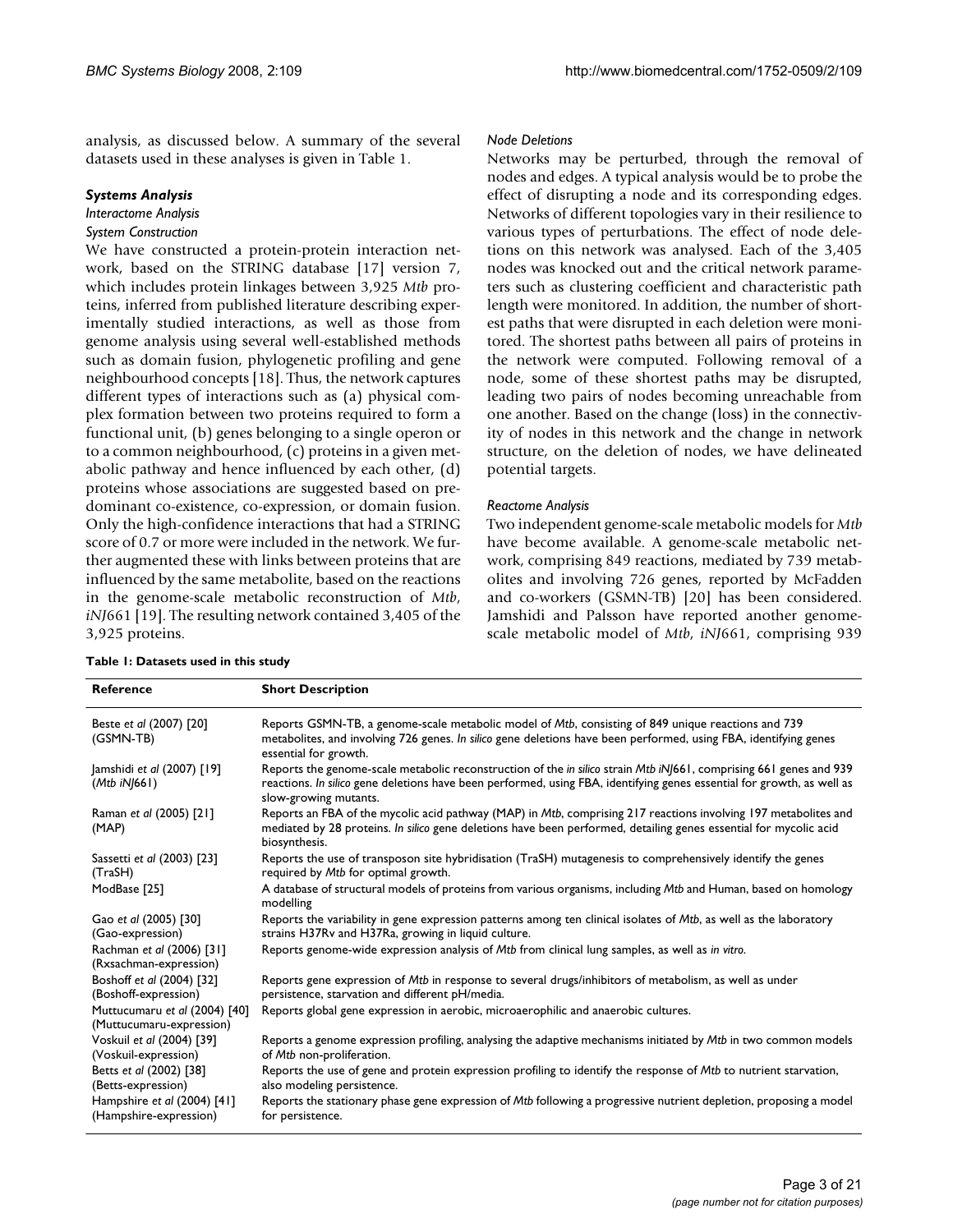analysis, as discussed below. A summary of the several datasets used in these analyses is given in Table 1.

***Systems Analysis***

*Interactome Analysis*

*System Construction*

We have constructed a protein-protein interaction network, based on the STRING database [17] version 7, which includes protein linkages between 3,925 *Mtb* proteins, inferred from published literature describing experimentally studied interactions, as well as those from genome analysis using several well-established methods such as domain fusion, phylogenetic profiling and gene neighbourhood concepts [18]. Thus, the network captures different types of interactions such as (a) physical complex formation between two proteins required to form a functional unit, (b) genes belonging to a single operon or to a common neighbourhood, (c) proteins in a given metabolic pathway and hence influenced by each other, (d) proteins whose associations are suggested based on predominant co-existence, co-expression, or domain fusion. Only the high-confidence interactions that had a STRING score of 0.7 or more were included in the network. We further augmented these with links between proteins that are influenced by the same metabolite, based on the reactions in the genome-scale metabolic reconstruction of *Mtb*, *iNJ*661 [19]. The resulting network contained 3,405 of the 3,925 proteins.

*Node Deletions*

Networks may be perturbed, through the removal of nodes and edges. A typical analysis would be to probe the effect of disrupting a node and its corresponding edges. Networks of different topologies vary in their resilience to various types of perturbations. The effect of node deletions on this network was analysed. Each of the 3,405 nodes was knocked out and the critical network parameters such as clustering coefficient and characteristic path length were monitored. In addition, the number of shortest paths that were disrupted in each deletion were monitored. The shortest paths between all pairs of proteins in the network were computed. Following removal of a node, some of these shortest paths may be disrupted, leading two pairs of nodes becoming unreachable from one another. Based on the change (loss) in the connectivity of nodes in this network and the change in network structure, on the deletion of nodes, we have delineated potential targets.

*Reactome Analysis*

Two independent genome-scale metabolic models for *Mtb* have become available. A genome-scale metabolic network, comprising 849 reactions, mediated by 739 metabolites and involving 726 genes, reported by McFadden and co-workers (GSMN-TB) [20] has been considered. Jamshidi and Palsson have reported another genome-scale metabolic model of *Mtb*, *iNJ*661, comprising 939

**Table 1: Datasets used in this study**

| Reference | Short Description |
|---|---|
| Beste *et al* (2007) [20] (GSMN-TB) | Reports GSMN-TB, a genome-scale metabolic model of *Mtb*, consisting of 849 unique reactions and 739 metabolites, and involving 726 genes. *In silico* gene deletions have been performed, using FBA, identifying genes essential for growth. |
| Jamshidi *et al* (2007) [19] (*Mtb iNJ*661) | Reports the genome-scale metabolic reconstruction of the *in silico* strain *Mtb iNJ*661, comprising 661 genes and 939 reactions. *In silico* gene deletions have been performed, using FBA, identifying genes essential for growth, as well as slow-growing mutants. |
| Raman *et al* (2005) [21] (MAP) | Reports an FBA of the mycolic acid pathway (MAP) in *Mtb*, comprising 217 reactions involving 197 metabolites and mediated by 28 proteins. *In silico* gene deletions have been performed, detailing genes essential for mycolic acid biosynthesis. |
| Sassetti *et al* (2003) [23] (TraSH) | Reports the use of transposon site hybridisation (TraSH) mutagenesis to comprehensively identify the genes required by *Mtb* for optimal growth. |
| ModBase [25] | A database of structural models of proteins from various organisms, including *Mtb* and Human, based on homology modelling |
| Gao *et al* (2005) [30] (Gao-expression) | Reports the variability in gene expression patterns among ten clinical isolates of *Mtb*, as well as the laboratory strains H37Rv and H37Ra, growing in liquid culture. |
| Rachman *et al* (2006) [31] (Rxsachman-expression) | Reports genome-wide expression analysis of *Mtb* from clinical lung samples, as well as *in vitro*. |
| Boshoff *et al* (2004) [32] (Boshoff-expression) | Reports gene expression of *Mtb* in response to several drugs/inhibitors of metabolism, as well as under persistence, starvation and different pH/media. |
| Muttucumaru *et al* (2004) [40] (Muttucumaru-expression) | Reports global gene expression in aerobic, microaerophilic and anaerobic cultures. |
| Voskuil *et al* (2004) [39] (Voskuil-expression) | Reports a genome expression profiling, analysing the adaptive mechanisms initiated by *Mtb* in two common models of *Mtb* non-proliferation. |
| Betts *et al* (2002) [38] (Betts-expression) | Reports the use of gene and protein expression profiling to identify the response of *Mtb* to nutrient starvation, also modeling persistence. |
| Hampshire *et al* (2004) [41] (Hampshire-expression) | Reports the stationary phase gene expression of *Mtb* following a progressive nutrient depletion, proposing a model for persistence. |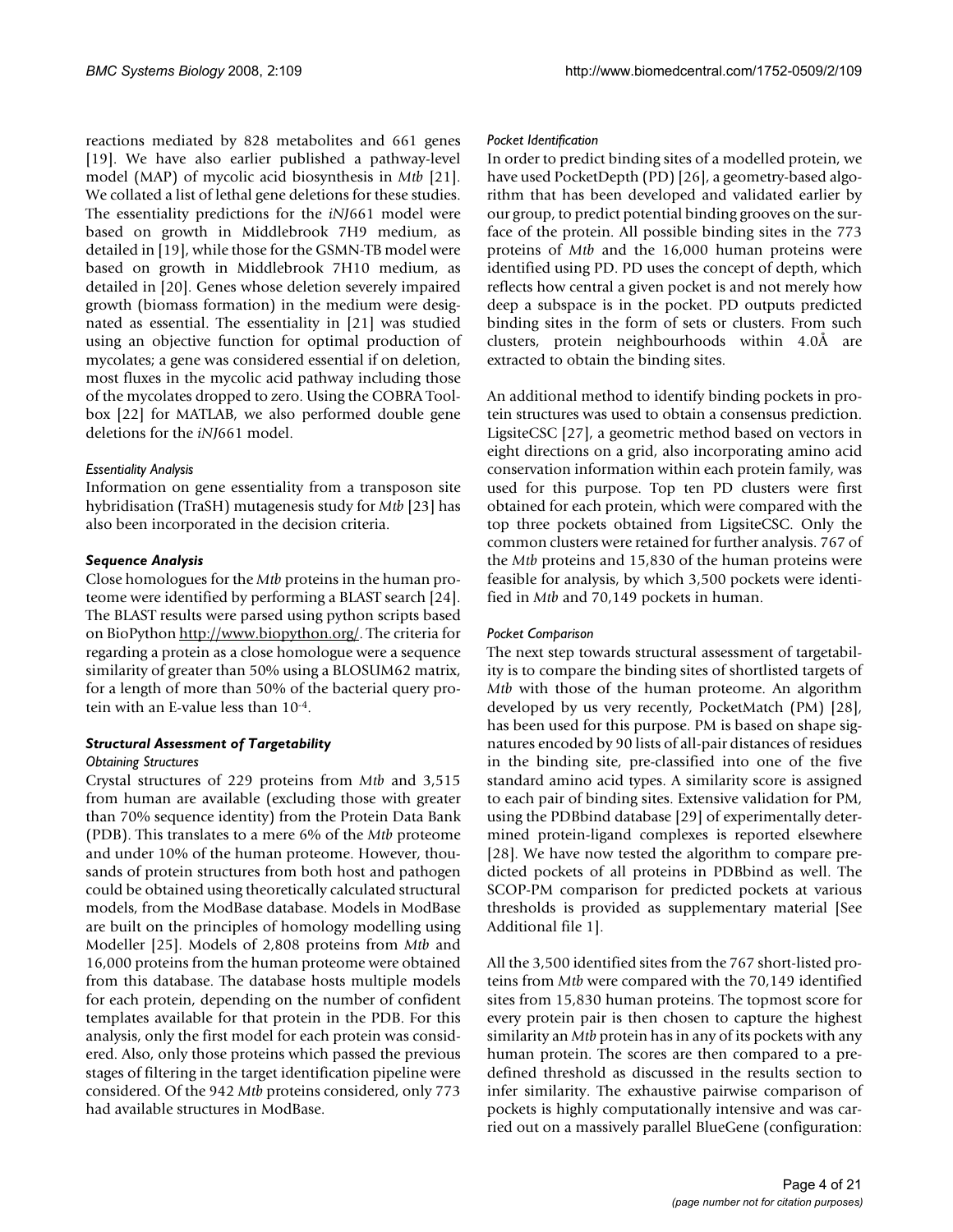reactions mediated by 828 metabolites and 661 genes [19]. We have also earlier published a pathway-level model (MAP) of mycolic acid biosynthesis in *Mtb* [21]. We collated a list of lethal gene deletions for these studies. The essentiality predictions for the *iNJ*661 model were based on growth in Middlebrook 7H9 medium, as detailed in [19], while those for the GSMN-TB model were based on growth in Middlebrook 7H10 medium, as detailed in [20]. Genes whose deletion severely impaired growth (biomass formation) in the medium were designated as essential. The essentiality in [21] was studied using an objective function for optimal production of mycolates; a gene was considered essential if on deletion, most fluxes in the mycolic acid pathway including those of the mycolates dropped to zero. Using the COBRA Toolbox [22] for MATLAB, we also performed double gene deletions for the *iNJ*661 model.

#### *Essentiality Analysis*

Information on gene essentiality from a transposon site hybridisation (TraSH) mutagenesis study for *Mtb* [23] has also been incorporated in the decision criteria.

### *Sequence Analysis*

Close homologues for the *Mtb* proteins in the human proteome were identified by performing a BLAST search [24]. The BLAST results were parsed using python scripts based on BioPython http://www.biopython.org/. The criteria for regarding a protein as a close homologue were a sequence similarity of greater than 50% using a BLOSUM62 matrix, for a length of more than 50% of the bacterial query protein with an E-value less than $10^{-4}$.

### *Structural Assessment of Targetability*

#### *Obtaining Structures*

Crystal structures of 229 proteins from *Mtb* and 3,515 from human are available (excluding those with greater than 70% sequence identity) from the Protein Data Bank (PDB). This translates to a mere 6% of the *Mtb* proteome and under 10% of the human proteome. However, thousands of protein structures from both host and pathogen could be obtained using theoretically calculated structural models, from the ModBase database. Models in ModBase are built on the principles of homology modelling using Modeller [25]. Models of 2,808 proteins from *Mtb* and 16,000 proteins from the human proteome were obtained from this database. The database hosts multiple models for each protein, depending on the number of confident templates available for that protein in the PDB. For this analysis, only the first model for each protein was considered. Also, only those proteins which passed the previous stages of filtering in the target identification pipeline were considered. Of the 942 *Mtb* proteins considered, only 773 had available structures in ModBase.

#### *Pocket Identification*

In order to predict binding sites of a modelled protein, we have used PocketDepth (PD) [26], a geometry-based algorithm that has been developed and validated earlier by our group, to predict potential binding grooves on the surface of the protein. All possible binding sites in the 773 proteins of *Mtb* and the 16,000 human proteins were identified using PD. PD uses the concept of depth, which reflects how central a given pocket is and not merely how deep a subspace is in the pocket. PD outputs predicted binding sites in the form of sets or clusters. From such clusters, protein neighbourhoods within 4.0Å are extracted to obtain the binding sites.

An additional method to identify binding pockets in protein structures was used to obtain a consensus prediction. LigsiteCSC [27], a geometric method based on vectors in eight directions on a grid, also incorporating amino acid conservation information within each protein family, was used for this purpose. Top ten PD clusters were first obtained for each protein, which were compared with the top three pockets obtained from LigsiteCSC. Only the common clusters were retained for further analysis. 767 of the *Mtb* proteins and 15,830 of the human proteins were feasible for analysis, by which 3,500 pockets were identified in *Mtb* and 70,149 pockets in human.

#### *Pocket Comparison*

The next step towards structural assessment of targetability is to compare the binding sites of shortlisted targets of *Mtb* with those of the human proteome. An algorithm developed by us very recently, PocketMatch (PM) [28], has been used for this purpose. PM is based on shape signatures encoded by 90 lists of all-pair distances of residues in the binding site, pre-classified into one of the five standard amino acid types. A similarity score is assigned to each pair of binding sites. Extensive validation for PM, using the PDBbind database [29] of experimentally determined protein-ligand complexes is reported elsewhere [28]. We have now tested the algorithm to compare predicted pockets of all proteins in PDBbind as well. The SCOP-PM comparison for predicted pockets at various thresholds is provided as supplementary material [See Additional file 1].

All the 3,500 identified sites from the 767 short-listed proteins from *Mtb* were compared with the 70,149 identified sites from 15,830 human proteins. The topmost score for every protein pair is then chosen to capture the highest similarity an *Mtb* protein has in any of its pockets with any human protein. The scores are then compared to a predefined threshold as discussed in the results section to infer similarity. The exhaustive pairwise comparison of pockets is highly computationally intensive and was carried out on a massively parallel BlueGene (configuration: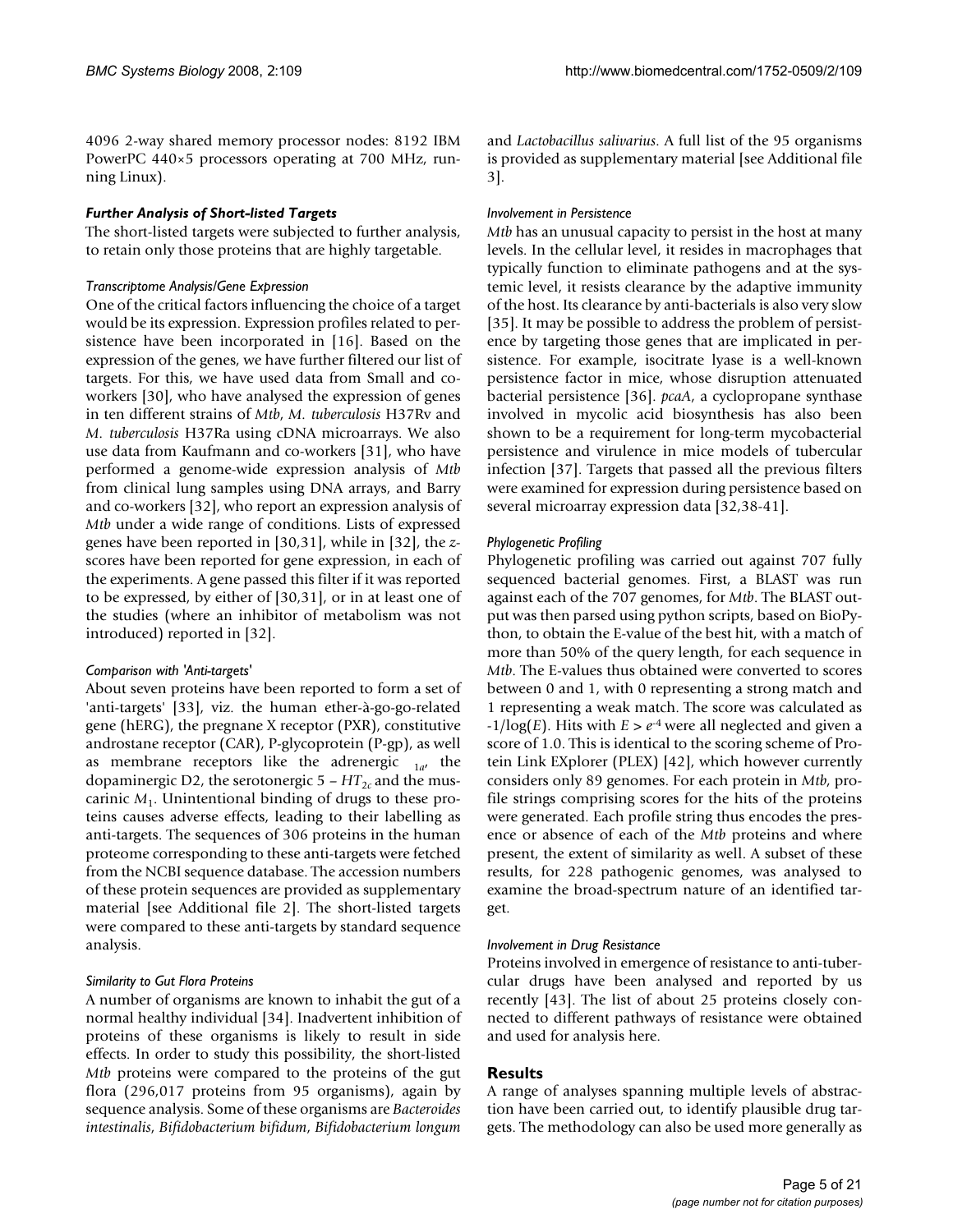4096 2-way shared memory processor nodes: 8192 IBM PowerPC 440×5 processors operating at 700 MHz, running Linux).

### Further Analysis of Short-listed Targets

The short-listed targets were subjected to further analysis, to retain only those proteins that are highly targetable.

#### *Transcriptome Analysis/Gene Expression*

One of the critical factors influencing the choice of a target would be its expression. Expression profiles related to persistence have been incorporated in [16]. Based on the expression of the genes, we have further filtered our list of targets. For this, we have used data from Small and co-workers [30], who have analysed the expression of genes in ten different strains of *Mtb*, *M. tuberculosis* H37Rv and *M. tuberculosis* H37Ra using cDNA microarrays. We also use data from Kaufmann and co-workers [31], who have performed a genome-wide expression analysis of *Mtb* from clinical lung samples using DNA arrays, and Barry and co-workers [32], who report an expression analysis of *Mtb* under a wide range of conditions. Lists of expressed genes have been reported in [30,31], while in [32], the *z*-scores have been reported for gene expression, in each of the experiments. A gene passed this filter if it was reported to be expressed, by either of [30,31], or in at least one of the studies (where an inhibitor of metabolism was not introduced) reported in [32].

#### *Comparison with 'Anti-targets'*

About seven proteins have been reported to form a set of 'anti-targets' [33], viz. the human ether-à-go-go-related gene (hERG), the pregnane X receptor (PXR), constitutive androstane receptor (CAR), P-glycoprotein (P-gp), as well as membrane receptors like the adrenergic $_{1a}$, the dopaminergic D2, the serotonergic $5 - HT_{2c}$ and the muscarinic $M_1$. Unintentional binding of drugs to these proteins causes adverse effects, leading to their labelling as anti-targets. The sequences of 306 proteins in the human proteome corresponding to these anti-targets were fetched from the NCBI sequence database. The accession numbers of these protein sequences are provided as supplementary material [see Additional file 2]. The short-listed targets were compared to these anti-targets by standard sequence analysis.

#### *Similarity to Gut Flora Proteins*

A number of organisms are known to inhabit the gut of a normal healthy individual [34]. Inadvertent inhibition of proteins of these organisms is likely to result in side effects. In order to study this possibility, the short-listed *Mtb* proteins were compared to the proteins of the gut flora (296,017 proteins from 95 organisms), again by sequence analysis. Some of these organisms are *Bacteroides intestinalis*, *Bifidobacterium bifidum*, *Bifidobacterium longum* and *Lactobacillus salivarius*. A full list of the 95 organisms is provided as supplementary material [see Additional file 3].

#### *Involvement in Persistence*

*Mtb* has an unusual capacity to persist in the host at many levels. In the cellular level, it resides in macrophages that typically function to eliminate pathogens and at the systemic level, it resists clearance by the adaptive immunity of the host. Its clearance by anti-bacterials is also very slow [35]. It may be possible to address the problem of persistence by targeting those genes that are implicated in persistence. For example, isocitrate lyase is a well-known persistence factor in mice, whose disruption attenuated bacterial persistence [36]. *pcaA*, a cyclopropane synthase involved in mycolic acid biosynthesis has also been shown to be a requirement for long-term mycobacterial persistence and virulence in mice models of tubercular infection [37]. Targets that passed all the previous filters were examined for expression during persistence based on several microarray expression data [32,38-41].

#### *Phylogenetic Profiling*

Phylogenetic profiling was carried out against 707 fully sequenced bacterial genomes. First, a BLAST was run against each of the 707 genomes, for *Mtb*. The BLAST output was then parsed using python scripts, based on BioPython, to obtain the E-value of the best hit, with a match of more than 50% of the query length, for each sequence in *Mtb*. The E-values thus obtained were converted to scores between 0 and 1, with 0 representing a strong match and 1 representing a weak match. The score was calculated as $-1/\log(E)$. Hits with $E > e^{-4}$ were all neglected and given a score of 1.0. This is identical to the scoring scheme of Protein Link EXplorer (PLEX) [42], which however currently considers only 89 genomes. For each protein in *Mtb*, profile strings comprising scores for the hits of the proteins were generated. Each profile string thus encodes the presence or absence of each of the *Mtb* proteins and where present, the extent of similarity as well. A subset of these results, for 228 pathogenic genomes, was analysed to examine the broad-spectrum nature of an identified target.

#### *Involvement in Drug Resistance*

Proteins involved in emergence of resistance to anti-tubercular drugs have been analysed and reported by us recently [43]. The list of about 25 proteins closely connected to different pathways of resistance were obtained and used for analysis here.

## Results

A range of analyses spanning multiple levels of abstraction have been carried out, to identify plausible drug targets. The methodology can also be used more generally as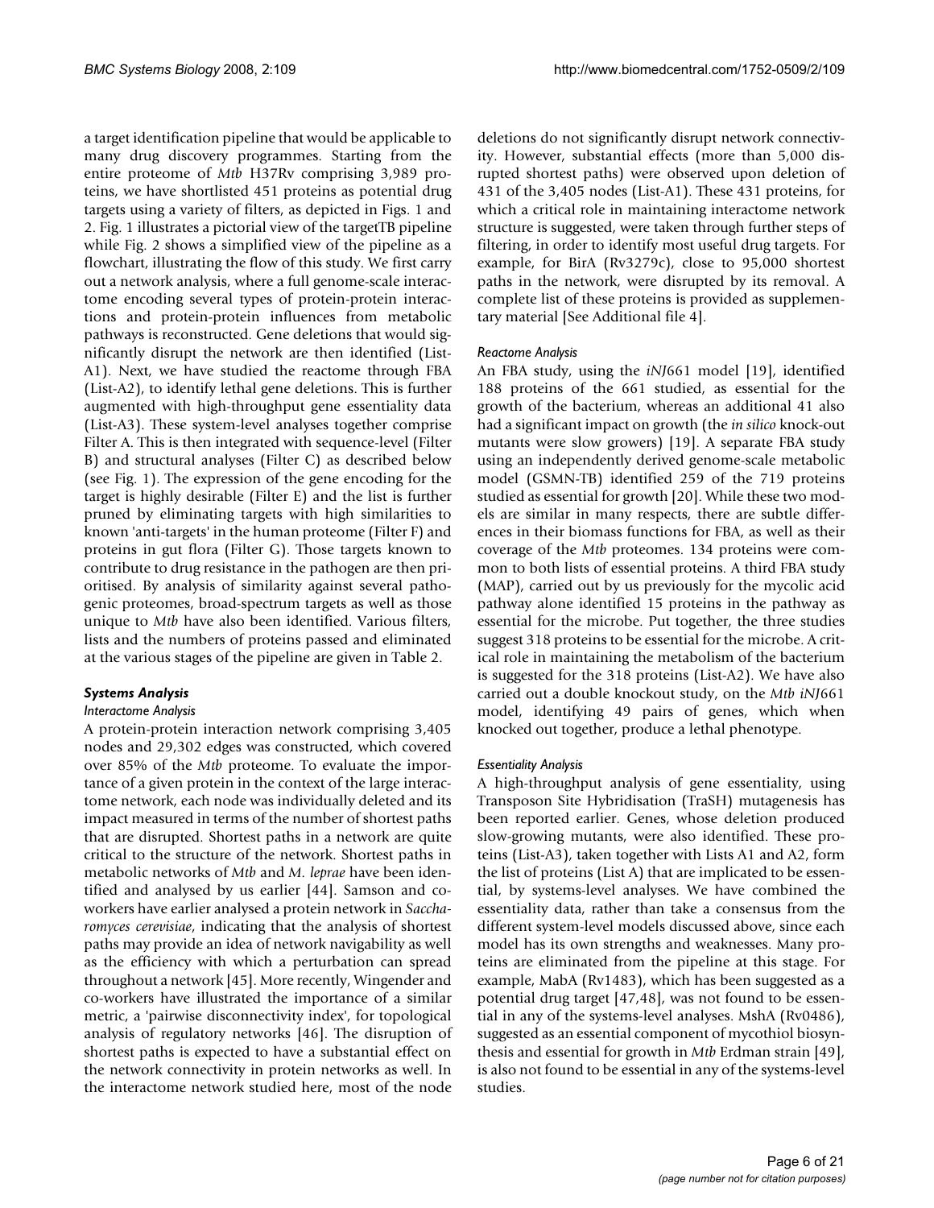a target identification pipeline that would be applicable to many drug discovery programmes. Starting from the entire proteome of *Mtb* H37Rv comprising 3,989 proteins, we have shortlisted 451 proteins as potential drug targets using a variety of filters, as depicted in Figs. 1 and 2. Fig. 1 illustrates a pictorial view of the targetTB pipeline while Fig. 2 shows a simplified view of the pipeline as a flowchart, illustrating the flow of this study. We first carry out a network analysis, where a full genome-scale interactome encoding several types of protein-protein interactions and protein-protein influences from metabolic pathways is reconstructed. Gene deletions that would significantly disrupt the network are then identified (List-A1). Next, we have studied the reactome through FBA (List-A2), to identify lethal gene deletions. This is further augmented with high-throughput gene essentiality data (List-A3). These system-level analyses together comprise Filter A. This is then integrated with sequence-level (Filter B) and structural analyses (Filter C) as described below (see Fig. 1). The expression of the gene encoding for the target is highly desirable (Filter E) and the list is further pruned by eliminating targets with high similarities to known 'anti-targets' in the human proteome (Filter F) and proteins in gut flora (Filter G). Those targets known to contribute to drug resistance in the pathogen are then prioritised. By analysis of similarity against several pathogenic proteomes, broad-spectrum targets as well as those unique to *Mtb* have also been identified. Various filters, lists and the numbers of proteins passed and eliminated at the various stages of the pipeline are given in Table 2.

### Systems Analysis

#### *Interactome Analysis*

A protein-protein interaction network comprising 3,405 nodes and 29,302 edges was constructed, which covered over 85% of the *Mtb* proteome. To evaluate the importance of a given protein in the context of the large interactome network, each node was individually deleted and its impact measured in terms of the number of shortest paths that are disrupted. Shortest paths in a network are quite critical to the structure of the network. Shortest paths in metabolic networks of *Mtb* and *M. leprae* have been identified and analysed by us earlier [44]. Samson and co-workers have earlier analysed a protein network in *Saccharomyces cerevisiae*, indicating that the analysis of shortest paths may provide an idea of network navigability as well as the efficiency with which a perturbation can spread throughout a network [45]. More recently, Wingender and co-workers have illustrated the importance of a similar metric, a 'pairwise disconnectivity index', for topological analysis of regulatory networks [46]. The disruption of shortest paths is expected to have a substantial effect on the network connectivity in protein networks as well. In the interactome network studied here, most of the node deletions do not significantly disrupt network connectivity. However, substantial effects (more than 5,000 disrupted shortest paths) were observed upon deletion of 431 of the 3,405 nodes (List-A1). These 431 proteins, for which a critical role in maintaining interactome network structure is suggested, were taken through further steps of filtering, in order to identify most useful drug targets. For example, for BirA (Rv3279c), close to 95,000 shortest paths in the network, were disrupted by its removal. A complete list of these proteins is provided as supplementary material [See Additional file 4].

#### *Reactome Analysis*

An FBA study, using the *iNJ*661 model [19], identified 188 proteins of the 661 studied, as essential for the growth of the bacterium, whereas an additional 41 also had a significant impact on growth (the *in silico* knock-out mutants were slow growers) [19]. A separate FBA study using an independently derived genome-scale metabolic model (GSMN-TB) identified 259 of the 719 proteins studied as essential for growth [20]. While these two models are similar in many respects, there are subtle differences in their biomass functions for FBA, as well as their coverage of the *Mtb* proteomes. 134 proteins were common to both lists of essential proteins. A third FBA study (MAP), carried out by us previously for the mycolic acid pathway alone identified 15 proteins in the pathway as essential for the microbe. Put together, the three studies suggest 318 proteins to be essential for the microbe. A critical role in maintaining the metabolism of the bacterium is suggested for the 318 proteins (List-A2). We have also carried out a double knockout study, on the *Mtb iNJ*661 model, identifying 49 pairs of genes, which when knocked out together, produce a lethal phenotype.

#### *Essentiality Analysis*

A high-throughput analysis of gene essentiality, using Transposon Site Hybridisation (TraSH) mutagenesis has been reported earlier. Genes, whose deletion produced slow-growing mutants, were also identified. These proteins (List-A3), taken together with Lists A1 and A2, form the list of proteins (List A) that are implicated to be essential, by systems-level analyses. We have combined the essentiality data, rather than take a consensus from the different system-level models discussed above, since each model has its own strengths and weaknesses. Many proteins are eliminated from the pipeline at this stage. For example, MabA (Rv1483), which has been suggested as a potential drug target [47,48], was not found to be essential in any of the systems-level analyses. MshA (Rv0486), suggested as an essential component of mycothiol biosynthesis and essential for growth in *Mtb* Erdman strain [49], is also not found to be essential in any of the systems-level studies.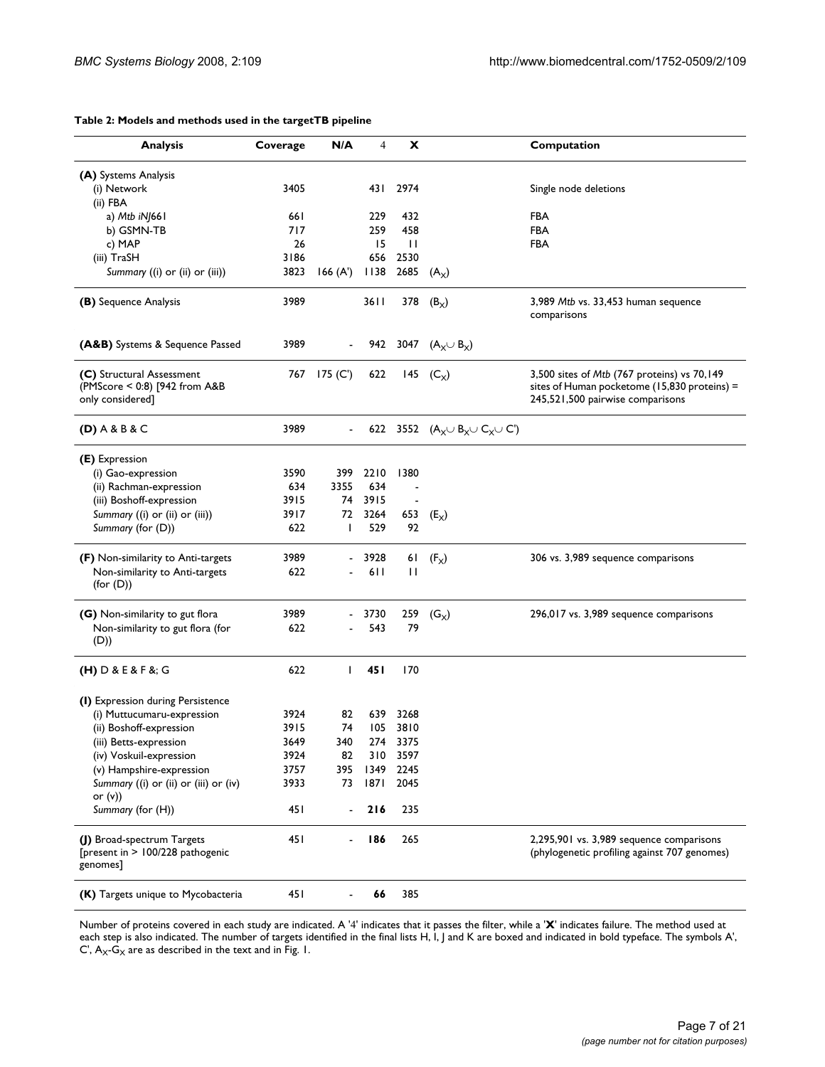**Table 2: Models and methods used in the targetTB pipeline**

| Analysis | Coverage | N/A | 4 | X | | Computation |
|---|---|---|---|---|---|---|
| **(A)** Systems Analysis | | | | | | |
| (i) Network | 3405 | | 431 | 2974 | | Single node deletions |
| (ii) FBA | | | | | | |
| a) *Mtb iNJ*661 | 661 | | 229 | 432 | | FBA |
| b) GSMN-TB | 717 | | 259 | 458 | | FBA |
| c) MAP | 26 | | 15 | 11 | | FBA |
| (iii) TraSH | 3186 | | 656 | 2530 | | |
| *Summary* ((i) or (ii) or (iii)) | 3823 | 166 (A') | 1138 | 2685 | ($A_X$) | |
| **(B)** Sequence Analysis | 3989 | | 3611 | 378 | ($B_X$) | 3,989 *Mtb* vs. 33,453 human sequence comparisons |
| **(A&B)** Systems & Sequence Passed | 3989 | - | 942 | 3047 | ($A_X \cup B_X$) | |
| **(C)** Structural Assessment (PMScore < 0:8) [942 from A&B only considered] | 767 | 175 (C') | 622 | 145 | ($C_X$) | 3,500 sites of *Mtb* (767 proteins) vs 70,149 sites of Human pocketome (15,830 proteins) = 245,521,500 pairwise comparisons |
| **(D)** A & B & C | 3989 | - | 622 | 3552 | ($A_X \cup B_X \cup C_X \cup C'$) | |
| **(E)** Expression | | | | | | |
| (i) Gao-expression | 3590 | 399 | 2210 | 1380 | | |
| (ii) Rachman-expression | 634 | 3355 | 634 | - | | |
| (iii) Boshoff-expression | 3915 | 74 | 3915 | - | | |
| *Summary* ((i) or (ii) or (iii)) | 3917 | 72 | 3264 | 653 | ($E_X$) | |
| *Summary* (for (D)) | 622 | 1 | 529 | 92 | | |
| **(F)** Non-similarity to Anti-targets | 3989 | - | 3928 | 61 | ($F_X$) | 306 vs. 3,989 sequence comparisons |
| Non-similarity to Anti-targets (for (D)) | 622 | - | 611 | 11 | | |
| **(G)** Non-similarity to gut flora | 3989 | - | 3730 | 259 | ($G_X$) | 296,017 vs. 3,989 sequence comparisons |
| Non-similarity to gut flora (for (D)) | 622 | - | 543 | 79 | | |
| **(H)** D & E & F &; G | 622 | 1 | **451** | 170 | | |
| **(I)** Expression during Persistence | | | | | | |
| (i) Muttucumaru-expression | 3924 | 82 | 639 | 3268 | | |
| (ii) Boshoff-expression | 3915 | 74 | 105 | 3810 | | |
| (iii) Betts-expression | 3649 | 340 | 274 | 3375 | | |
| (iv) Voskuil-expression | 3924 | 82 | 310 | 3597 | | |
| (v) Hampshire-expression | 3757 | 395 | 1349 | 2245 | | |
| *Summary* ((i) or (ii) or (iii) or (iv) or (v)) | 3933 | 73 | 1871 | 2045 | | |
| *Summary* (for (H)) | 451 | - | **216** | 235 | | |
| **(J)** Broad-spectrum Targets [present in > 100/228 pathogenic genomes] | 451 | - | **186** | 265 | | 2,295,901 vs. 3,989 sequence comparisons (phylogenetic profiling against 707 genomes) |
| **(K)** Targets unique to Mycobacteria | 451 | - | **66** | 385 | | |

Number of proteins covered in each study are indicated. A '4' indicates that it passes the filter, while a '**X**' indicates failure. The method used at each step is also indicated. The number of targets identified in the final lists H, I, J and K are boxed and indicated in bold typeface. The symbols A', C', $A_X$-$G_X$ are as described in the text and in Fig. 1.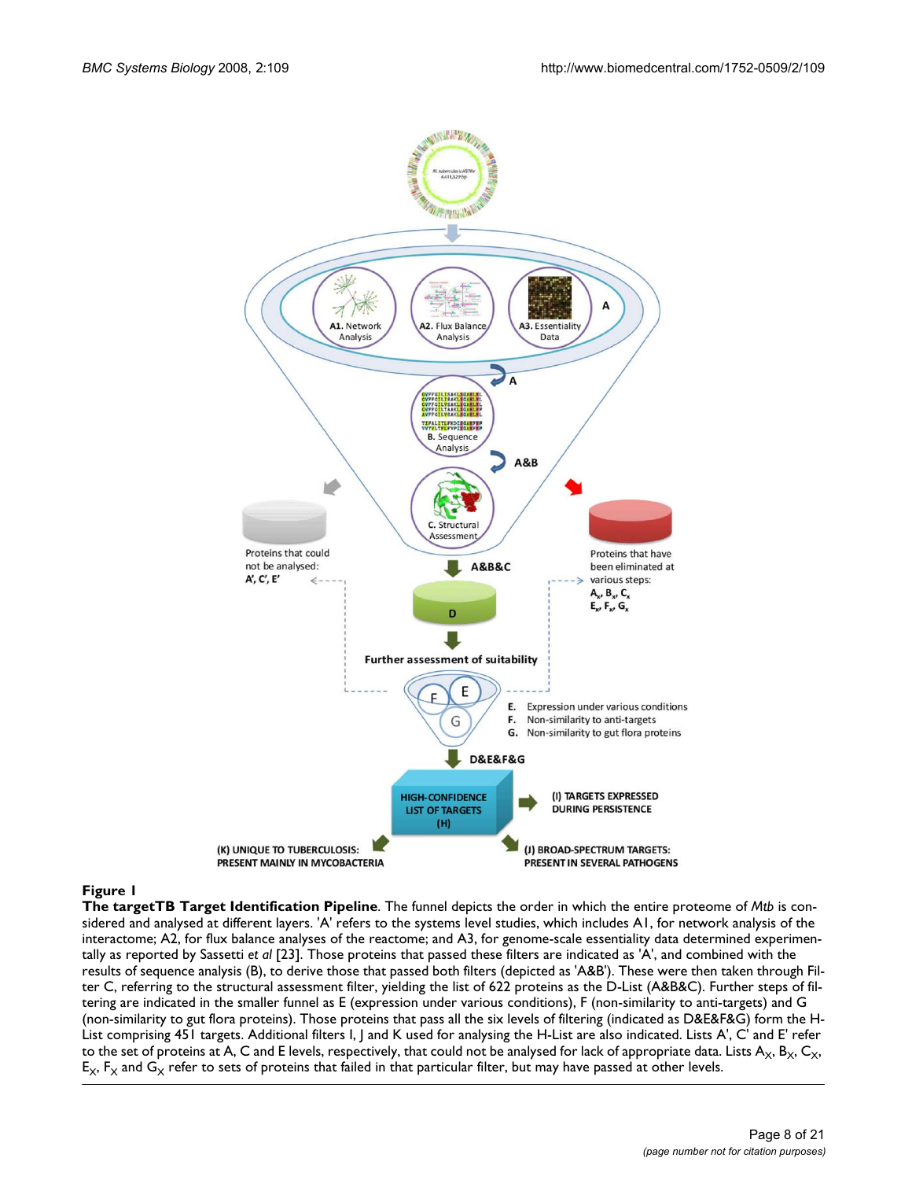**Figure 1**

**The targetTB Target Identification Pipeline**. The funnel depicts the order in which the entire proteome of *Mtb* is considered and analysed at different layers. 'A' refers to the systems level studies, which includes A1, for network analysis of the interactome; A2, for flux balance analyses of the reactome; and A3, for genome-scale essentiality data determined experimentally as reported by Sassetti *et al* [23]. Those proteins that passed these filters are indicated as 'A', and combined with the results of sequence analysis (B), to derive those that passed both filters (depicted as 'A&B'). These were then taken through Filter C, referring to the structural assessment filter, yielding the list of 622 proteins as the D-List (A&B&C). Further steps of filtering are indicated in the smaller funnel as E (expression under various conditions), F (non-similarity to anti-targets) and G (non-similarity to gut flora proteins). Those proteins that pass all the six levels of filtering (indicated as D&E&F&G) form the H-List comprising 451 targets. Additional filters I, J and K used for analysing the H-List are also indicated. Lists A', C' and E' refer to the set of proteins at A, C and E levels, respectively, that could not be analysed for lack of appropriate data. Lists $A_X$, $B_X$, $C_X$, $E_X$, $F_X$ and $G_X$ refer to sets of proteins that failed in that particular filter, but may have passed at other levels.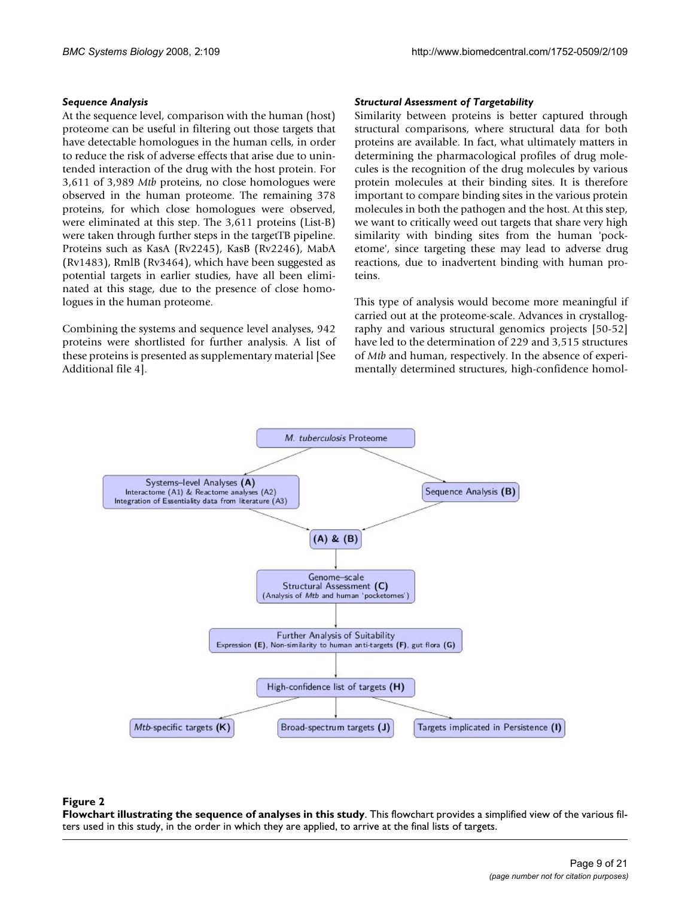### *Sequence Analysis*

At the sequence level, comparison with the human (host) proteome can be useful in filtering out those targets that have detectable homologues in the human cells, in order to reduce the risk of adverse effects that arise due to unintended interaction of the drug with the host protein. For 3,611 of 3,989 *Mtb* proteins, no close homologues were observed in the human proteome. The remaining 378 proteins, for which close homologues were observed, were eliminated at this step. The 3,611 proteins (List-B) were taken through further steps in the targetTB pipeline. Proteins such as KasA (Rv2245), KasB (Rv2246), MabA (Rv1483), RmlB (Rv3464), which have been suggested as potential targets in earlier studies, have all been eliminated at this stage, due to the presence of close homologues in the human proteome.

Combining the systems and sequence level analyses, 942 proteins were shortlisted for further analysis. A list of these proteins is presented as supplementary material [See Additional file 4].

### *Structural Assessment of Targetability*

Similarity between proteins is better captured through structural comparisons, where structural data for both proteins are available. In fact, what ultimately matters in determining the pharmacological profiles of drug molecules is the recognition of the drug molecules by various protein molecules at their binding sites. It is therefore important to compare binding sites in the various protein molecules in both the pathogen and the host. At this step, we want to critically weed out targets that share very high similarity with binding sites from the human 'pocketome', since targeting these may lead to adverse drug reactions, due to inadvertent binding with human proteins.

This type of analysis would become more meaningful if carried out at the proteome-scale. Advances in crystallography and various structural genomics projects [50-52] have led to the determination of 229 and 3,515 structures of *Mtb* and human, respectively. In the absence of experimentally determined structures, high-confidence homol-

**Figure 2**

**Flowchart illustrating the sequence of analyses in this study**. This flowchart provides a simplified view of the various filters used in this study, in the order in which they are applied, to arrive at the final lists of targets.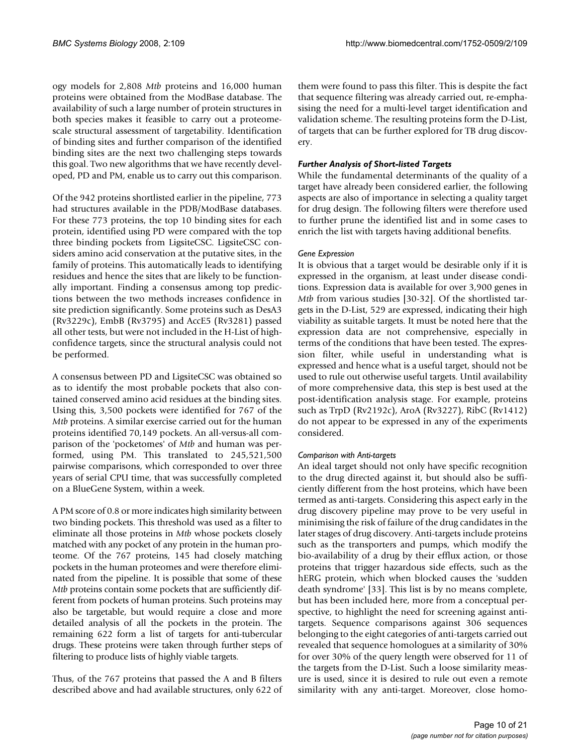ogy models for 2,808 *Mtb* proteins and 16,000 human proteins were obtained from the ModBase database. The availability of such a large number of protein structures in both species makes it feasible to carry out a proteome-scale structural assessment of targetability. Identification of binding sites and further comparison of the identified binding sites are the next two challenging steps towards this goal. Two new algorithms that we have recently developed, PD and PM, enable us to carry out this comparison.

Of the 942 proteins shortlisted earlier in the pipeline, 773 had structures available in the PDB/ModBase databases. For these 773 proteins, the top 10 binding sites for each protein, identified using PD were compared with the top three binding pockets from LigsiteCSC. LigsiteCSC considers amino acid conservation at the putative sites, in the family of proteins. This automatically leads to identifying residues and hence the sites that are likely to be functionally important. Finding a consensus among top predictions between the two methods increases confidence in site prediction significantly. Some proteins such as DesA3 (Rv3229c), EmbB (Rv3795) and AccE5 (Rv3281) passed all other tests, but were not included in the H-List of high-confidence targets, since the structural analysis could not be performed.

A consensus between PD and LigsiteCSC was obtained so as to identify the most probable pockets that also contained conserved amino acid residues at the binding sites. Using this, 3,500 pockets were identified for 767 of the *Mtb* proteins. A similar exercise carried out for the human proteins identified 70,149 pockets. An all-versus-all comparison of the 'pocketomes' of *Mtb* and human was performed, using PM. This translated to 245,521,500 pairwise comparisons, which corresponded to over three years of serial CPU time, that was successfully completed on a BlueGene System, within a week.

A PM score of 0.8 or more indicates high similarity between two binding pockets. This threshold was used as a filter to eliminate all those proteins in *Mtb* whose pockets closely matched with any pocket of any protein in the human proteome. Of the 767 proteins, 145 had closely matching pockets in the human proteomes and were therefore eliminated from the pipeline. It is possible that some of these *Mtb* proteins contain some pockets that are sufficiently different from pockets of human proteins. Such proteins may also be targetable, but would require a close and more detailed analysis of all the pockets in the protein. The remaining 622 form a list of targets for anti-tubercular drugs. These proteins were taken through further steps of filtering to produce lists of highly viable targets.

Thus, of the 767 proteins that passed the A and B filters described above and had available structures, only 622 of them were found to pass this filter. This is despite the fact that sequence filtering was already carried out, re-emphasising the need for a multi-level target identification and validation scheme. The resulting proteins form the D-List, of targets that can be further explored for TB drug discovery.

### *Further Analysis of Short-listed Targets*

While the fundamental determinants of the quality of a target have already been considered earlier, the following aspects are also of importance in selecting a quality target for drug design. The following filters were therefore used to further prune the identified list and in some cases to enrich the list with targets having additional benefits.

#### *Gene Expression*

It is obvious that a target would be desirable only if it is expressed in the organism, at least under disease conditions. Expression data is available for over 3,900 genes in *Mtb* from various studies [30-32]. Of the shortlisted targets in the D-List, 529 are expressed, indicating their high viability as suitable targets. It must be noted here that the expression data are not comprehensive, especially in terms of the conditions that have been tested. The expression filter, while useful in understanding what is expressed and hence what is a useful target, should not be used to rule out otherwise useful targets. Until availability of more comprehensive data, this step is best used at the post-identification analysis stage. For example, proteins such as TrpD (Rv2192c), AroA (Rv3227), RibC (Rv1412) do not appear to be expressed in any of the experiments considered.

#### *Comparison with Anti-targets*

An ideal target should not only have specific recognition to the drug directed against it, but should also be sufficiently different from the host proteins, which have been termed as anti-targets. Considering this aspect early in the drug discovery pipeline may prove to be very useful in minimising the risk of failure of the drug candidates in the later stages of drug discovery. Anti-targets include proteins such as the transporters and pumps, which modify the bio-availability of a drug by their efflux action, or those proteins that trigger hazardous side effects, such as the hERG protein, which when blocked causes the 'sudden death syndrome' [33]. This list is by no means complete, but has been included here, more from a conceptual perspective, to highlight the need for screening against anti-targets. Sequence comparisons against 306 sequences belonging to the eight categories of anti-targets carried out revealed that sequence homologues at a similarity of 30% for over 30% of the query length were observed for 11 of the targets from the D-List. Such a loose similarity measure is used, since it is desired to rule out even a remote similarity with any anti-target. Moreover, close homo-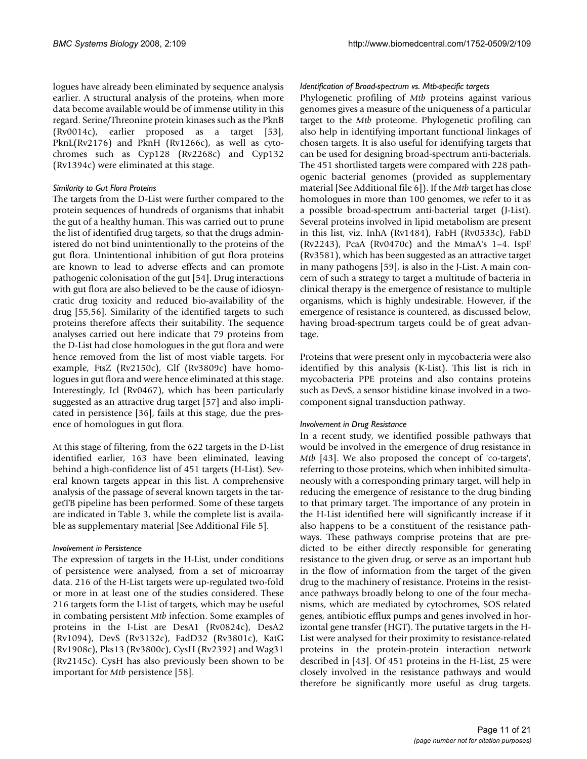logues have already been eliminated by sequence analysis earlier. A structural analysis of the proteins, when more data become available would be of immense utility in this regard. Serine/Threonine protein kinases such as the PknB (Rv0014c), earlier proposed as a target [53], PknL(Rv2176) and PknH (Rv1266c), as well as cytochromes such as Cyp128 (Rv2268c) and Cyp132 (Rv1394c) were eliminated at this stage.

#### *Similarity to Gut Flora Proteins*

The targets from the D-List were further compared to the protein sequences of hundreds of organisms that inhabit the gut of a healthy human. This was carried out to prune the list of identified drug targets, so that the drugs administered do not bind unintentionally to the proteins of the gut flora. Unintentional inhibition of gut flora proteins are known to lead to adverse effects and can promote pathogenic colonisation of the gut [54]. Drug interactions with gut flora are also believed to be the cause of idiosyncratic drug toxicity and reduced bio-availability of the drug [55,56]. Similarity of the identified targets to such proteins therefore affects their suitability. The sequence analyses carried out here indicate that 79 proteins from the D-List had close homologues in the gut flora and were hence removed from the list of most viable targets. For example, FtsZ (Rv2150c), Glf (Rv3809c) have homologues in gut flora and were hence eliminated at this stage. Interestingly, Icl (Rv0467), which has been particularly suggested as an attractive drug target [57] and also implicated in persistence [36], fails at this stage, due the presence of homologues in gut flora.

At this stage of filtering, from the 622 targets in the D-List identified earlier, 163 have been eliminated, leaving behind a high-confidence list of 451 targets (H-List). Several known targets appear in this list. A comprehensive analysis of the passage of several known targets in the targetTB pipeline has been performed. Some of these targets are indicated in Table 3, while the complete list is available as supplementary material [See Additional File 5].

#### *Involvement in Persistence*

The expression of targets in the H-List, under conditions of persistence were analysed, from a set of microarray data. 216 of the H-List targets were up-regulated two-fold or more in at least one of the studies considered. These 216 targets form the I-List of targets, which may be useful in combating persistent *Mtb* infection. Some examples of proteins in the I-List are DesA1 (Rv0824c), DesA2 (Rv1094), DevS (Rv3132c), FadD32 (Rv3801c), KatG (Rv1908c), Pks13 (Rv3800c), CysH (Rv2392) and Wag31 (Rv2145c). CysH has also previously been shown to be important for *Mtb* persistence [58].

#### *Identification of Broad-spectrum vs. Mtb-specific targets*

Phylogenetic profiling of *Mtb* proteins against various genomes gives a measure of the uniqueness of a particular target to the *Mtb* proteome. Phylogenetic profiling can also help in identifying important functional linkages of chosen targets. It is also useful for identifying targets that can be used for designing broad-spectrum anti-bacterials. The 451 shortlisted targets were compared with 228 pathogenic bacterial genomes (provided as supplementary material [See Additional file 6]). If the *Mtb* target has close homologues in more than 100 genomes, we refer to it as a possible broad-spectrum anti-bacterial target (J-List). Several proteins involved in lipid metabolism are present in this list, viz. InhA (Rv1484), FabH (Rv0533c), FabD (Rv2243), PcaA (Rv0470c) and the MmaA's 1–4. IspF (Rv3581), which has been suggested as an attractive target in many pathogens [59], is also in the J-List. A main concern of such a strategy to target a multitude of bacteria in clinical therapy is the emergence of resistance to multiple organisms, which is highly undesirable. However, if the emergence of resistance is countered, as discussed below, having broad-spectrum targets could be of great advantage.

Proteins that were present only in mycobacteria were also identified by this analysis (K-List). This list is rich in mycobacteria PPE proteins and also contains proteins such as DevS, a sensor histidine kinase involved in a two-component signal transduction pathway.

#### *Involvement in Drug Resistance*

In a recent study, we identified possible pathways that would be involved in the emergence of drug resistance in *Mtb* [43]. We also proposed the concept of 'co-targets', referring to those proteins, which when inhibited simultaneously with a corresponding primary target, will help in reducing the emergence of resistance to the drug binding to that primary target. The importance of any protein in the H-List identified here will significantly increase if it also happens to be a constituent of the resistance pathways. These pathways comprise proteins that are predicted to be either directly responsible for generating resistance to the given drug, or serve as an important hub in the flow of information from the target of the given drug to the machinery of resistance. Proteins in the resistance pathways broadly belong to one of the four mechanisms, which are mediated by cytochromes, SOS related genes, antibiotic efflux pumps and genes involved in horizontal gene transfer (HGT). The putative targets in the H-List were analysed for their proximity to resistance-related proteins in the protein-protein interaction network described in [43]. Of 451 proteins in the H-List, 25 were closely involved in the resistance pathways and would therefore be significantly more useful as drug targets.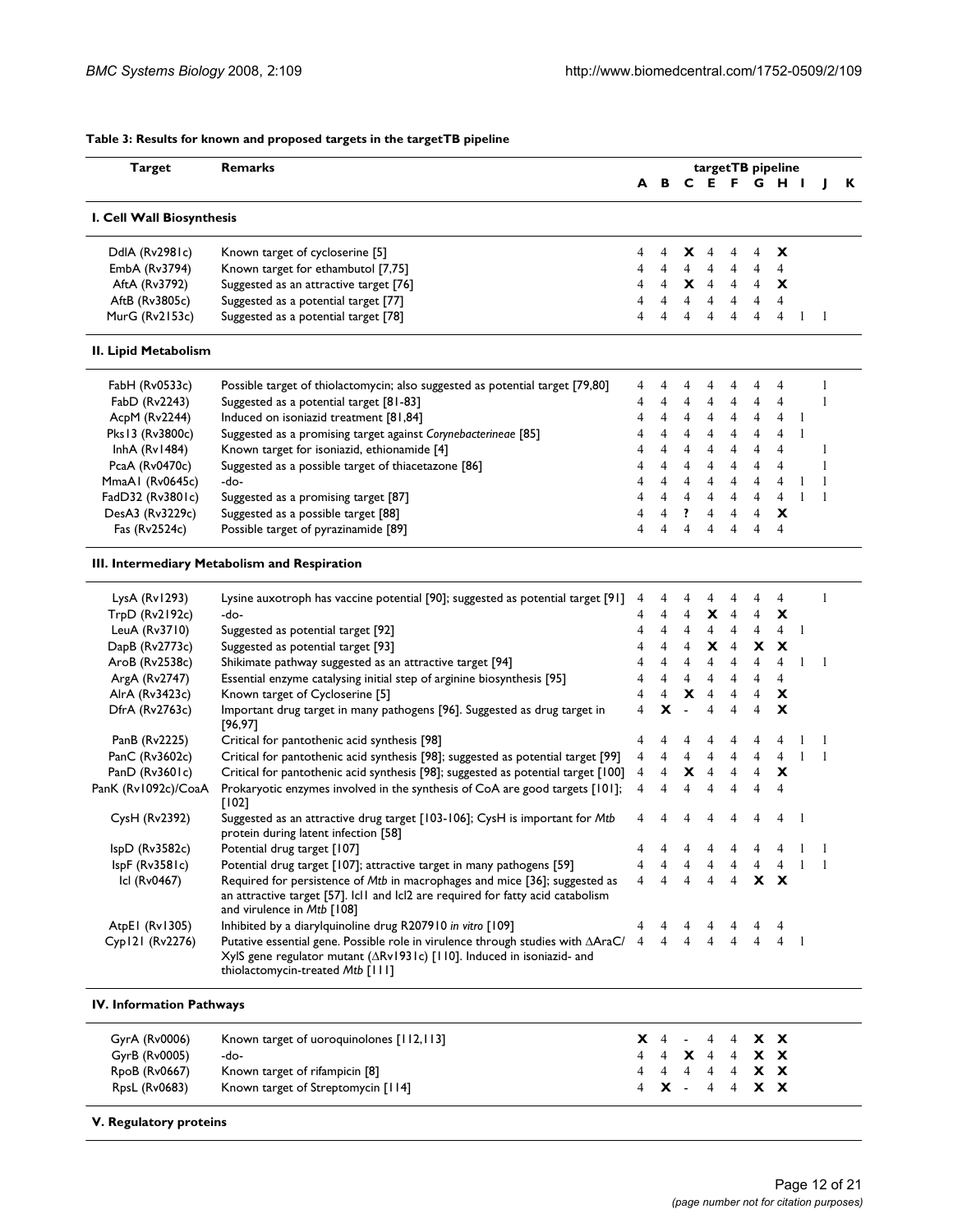**Table 3: Results for known and proposed targets in the targetTB pipeline**

| Target | Remarks | targetTB pipeline | | | | | | | | | |
|---|---|---|---|---|---|---|---|---|---|---|---|
| | | A | B | C | E | F | G | H | I | J | K |
| **I. Cell Wall Biosynthesis** | | | | | | | | | | | |
| DdlA (Rv2981c) | Known target of cycloserine [5] | 4 | 4 | **X** | 4 | 4 | 4 | **X** | | | |
| EmbA (Rv3794) | Known target for ethambutol [7,75] | 4 | 4 | 4 | 4 | 4 | 4 | 4 | | | |
| AftA (Rv3792) | Suggested as an attractive target [76] | 4 | 4 | **X** | 4 | 4 | 4 | **X** | | | |
| AftB (Rv3805c) | Suggested as a potential target [77] | 4 | 4 | 4 | 4 | 4 | 4 | 4 | | | |
| MurG (Rv2153c) | Suggested as a potential target [78] | 4 | 4 | 4 | 4 | 4 | 4 | 4 | 1 | 1 | |
| **II. Lipid Metabolism** | | | | | | | | | | | |
| FabH (Rv0533c) | Possible target of thiolactomycin; also suggested as potential target [79,80] | 4 | 4 | 4 | 4 | 4 | 4 | 4 | | 1 | |
| FabD (Rv2243) | Suggested as a potential target [81-83] | 4 | 4 | 4 | 4 | 4 | 4 | 4 | | 1 | |
| AcpM (Rv2244) | Induced on isoniazid treatment [81,84] | 4 | 4 | 4 | 4 | 4 | 4 | 4 | 1 | | |
| Pks13 (Rv3800c) | Suggested as a promising target against *Corynebacterineae* [85] | 4 | 4 | 4 | 4 | 4 | 4 | 4 | 1 | | |
| InhA (Rv1484) | Known target for isoniazid, ethionamide [4] | 4 | 4 | 4 | 4 | 4 | 4 | 4 | | 1 | |
| PcaA (Rv0470c) | Suggested as a possible target of thiacetazone [86] | 4 | 4 | 4 | 4 | 4 | 4 | 4 | | 1 | |
| MmaA1 (Rv0645c) | -do- | 4 | 4 | 4 | 4 | 4 | 4 | 4 | 1 | 1 | |
| FadD32 (Rv3801c) | Suggested as a promising target [87] | 4 | 4 | 4 | 4 | 4 | 4 | 4 | 1 | 1 | |
| DesA3 (Rv3229c) | Suggested as a possible target [88] | 4 | 4 | **?** | 4 | 4 | 4 | **X** | | | |
| Fas (Rv2524c) | Possible target of pyrazinamide [89] | 4 | 4 | 4 | 4 | 4 | 4 | 4 | | | |
| **III. Intermediary Metabolism and Respiration** | | | | | | | | | | | |
| LysA (Rv1293) | Lysine auxotroph has vaccine potential [90]; suggested as potential target [91] | 4 | 4 | 4 | 4 | 4 | 4 | 4 | | 1 | |
| TrpD (Rv2192c) | -do- | 4 | 4 | 4 | **X** | 4 | 4 | **X** | | | |
| LeuA (Rv3710) | Suggested as potential target [92] | 4 | 4 | 4 | 4 | 4 | 4 | 4 | 1 | | |
| DapB (Rv2773c) | Suggested as potential target [93] | 4 | 4 | 4 | **X** | 4 | **X** | **X** | | | |
| AroB (Rv2538c) | Shikimate pathway suggested as an attractive target [94] | 4 | 4 | 4 | 4 | 4 | 4 | 4 | 1 | 1 | |
| ArgA (Rv2747) | Essential enzyme catalysing initial step of arginine biosynthesis [95] | 4 | 4 | 4 | 4 | 4 | 4 | 4 | | | |
| AlrA (Rv3423c) | Known target of Cycloserine [5] | 4 | 4 | **X** | 4 | 4 | 4 | **X** | | | |
| DfrA (Rv2763c) | Important drug target in many pathogens [96]. Suggested as drug target in [96,97] | 4 | **X** | - | 4 | 4 | 4 | **X** | | | |
| PanB (Rv2225) | Critical for pantothenic acid synthesis [98] | 4 | 4 | 4 | 4 | 4 | 4 | 4 | 1 | 1 | |
| PanC (Rv3602c) | Critical for pantothenic acid synthesis [98]; suggested as potential target [99] | 4 | 4 | 4 | 4 | 4 | 4 | 4 | 1 | 1 | |
| PanD (Rv3601c) | Critical for pantothenic acid synthesis [98]; suggested as potential target [100] | 4 | 4 | **X** | 4 | 4 | 4 | **X** | | | |
| PanK (Rv1092c)/CoaA | Prokaryotic enzymes involved in the synthesis of CoA are good targets [101]; [102] | 4 | 4 | 4 | 4 | 4 | 4 | 4 | | | |
| CysH (Rv2392) | Suggested as an attractive drug target [103-106]; CysH is important for *Mtb* protein during latent infection [58] | 4 | 4 | 4 | 4 | 4 | 4 | 4 | 1 | | |
| IspD (Rv3582c) | Potential drug target [107] | 4 | 4 | 4 | 4 | 4 | 4 | 4 | 1 | 1 | |
| IspF (Rv3581c) | Potential drug target [107]; attractive target in many pathogens [59] | 4 | 4 | 4 | 4 | 4 | 4 | 4 | 1 | 1 | |
| Icl (Rv0467) | Required for persistence of *Mtb* in macrophages and mice [36]; suggested as an attractive target [57]. Icl1 and Icl2 are required for fatty acid catabolism and virulence in *Mtb* [108] | 4 | 4 | 4 | 4 | 4 | **X** | **X** | | | |
| AtpE1 (Rv1305) | Inhibited by a diarylquinoline drug R207910 *in vitro* [109] | 4 | 4 | 4 | 4 | 4 | 4 | 4 | | | |
| Cyp121 (Rv2276) | Putative essential gene. Possible role in virulence through studies with ΔAraC/XylS gene regulator mutant (ΔRv1931c) [110]. Induced in isoniazid- and thiolactomycin-treated *Mtb* [111] | 4 | 4 | 4 | 4 | 4 | 4 | 4 | 1 | | |
| **IV. Information Pathways** | | | | | | | | | | | |
| GyrA (Rv0006) | Known target of uoroquinolones [112,113] | **X** | 4 | - | 4 | 4 | **X** | **X** | | | |
| GyrB (Rv0005) | -do- | 4 | 4 | **X** | 4 | 4 | **X** | **X** | | | |
| RpoB (Rv0667) | Known target of rifampicin [8] | 4 | 4 | 4 | 4 | 4 | **X** | **X** | | | |
| RpsL (Rv0683) | Known target of Streptomycin [114] | 4 | **X** | - | 4 | 4 | **X** | **X** | | | |
| **V. Regulatory proteins** | | | | | | | | | | | |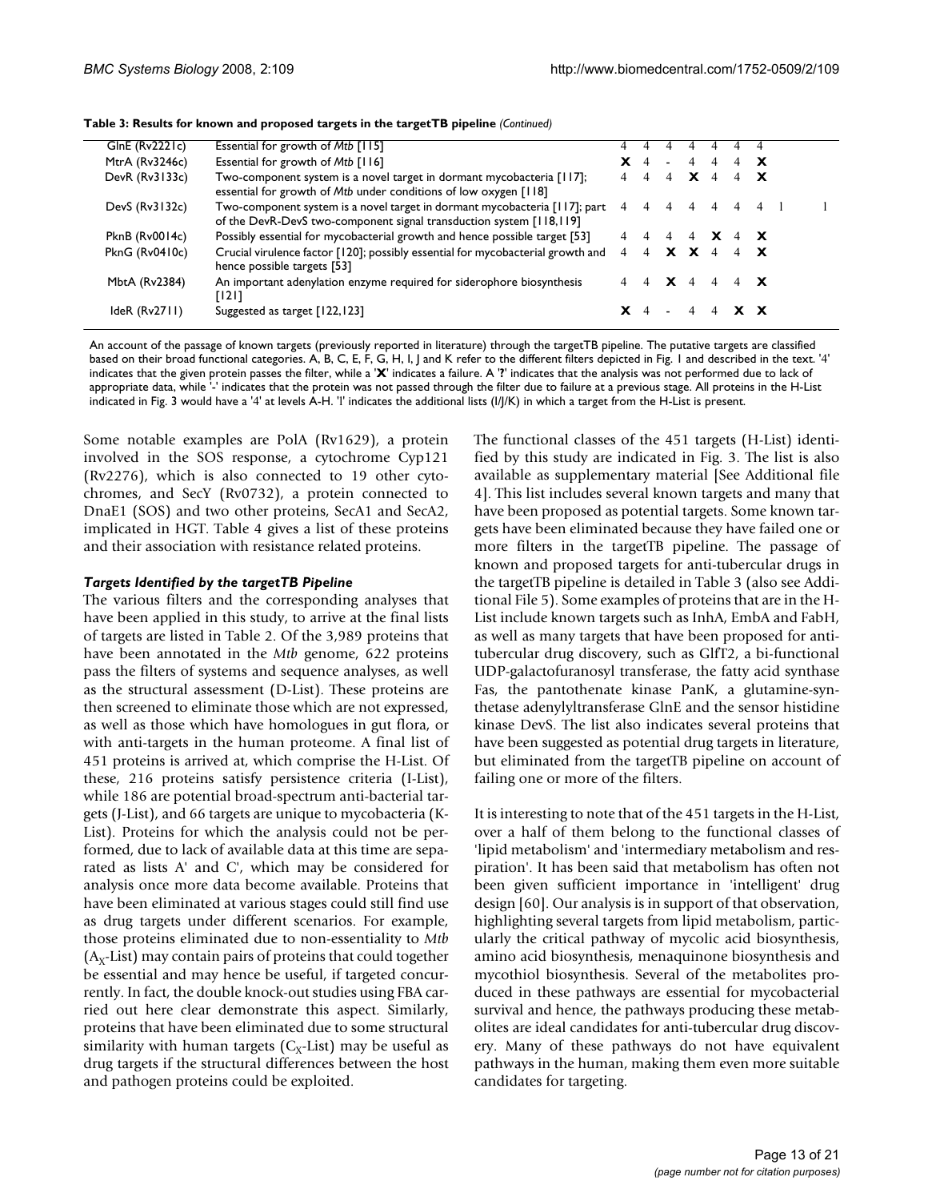**Table 3: Results for known and proposed targets in the targetTB pipeline** *(Continued)*

| Protein | Description | A | B | C | E | F | G | H | I | J | K |
|---|---|---|---|---|---|---|---|---|---|---|---|
| GlnE (Rv2221c) | Essential for growth of *Mtb* [115] | 4 | 4 | 4 | 4 | 4 | 4 | 4 | | | |
| MtrA (Rv3246c) | Essential for growth of *Mtb* [116] | **X** | 4 | - | 4 | 4 | 4 | **X** | | | |
| DevR (Rv3133c) | Two-component system is a novel target in dormant mycobacteria [117]; essential for growth of *Mtb* under conditions of low oxygen [118] | 4 | 4 | 4 | **X** | 4 | 4 | **X** | | | |
| DevS (Rv3132c) | Two-component system is a novel target in dormant mycobacteria [117]; part of the DevR-DevS two-component signal transduction system [118,119] | 4 | 4 | 4 | 4 | 4 | 4 | 4 | l | | l |
| PknB (Rv0014c) | Possibly essential for mycobacterial growth and hence possible target [53] | 4 | 4 | 4 | 4 | **X** | 4 | **X** | | | |
| PknG (Rv0410c) | Crucial virulence factor [120]; possibly essential for mycobacterial growth and hence possible targets [53] | 4 | 4 | **X** | **X** | 4 | 4 | **X** | | | |
| MbtA (Rv2384) | An important adenylation enzyme required for siderophore biosynthesis [121] | 4 | 4 | **X** | 4 | 4 | 4 | **X** | | | |
| IdeR (Rv2711) | Suggested as target [122,123] | **X** | 4 | - | 4 | 4 | **X** | **X** | | | |

An account of the passage of known targets (previously reported in literature) through the targetTB pipeline. The putative targets are classified based on their broad functional categories. A, B, C, E, F, G, H, I, J and K refer to the different filters depicted in Fig. 1 and described in the text. '4' indicates that the given protein passes the filter, while a '**X**' indicates a failure. A '**?**' indicates that the analysis was not performed due to lack of appropriate data, while '-' indicates that the protein was not passed through the filter due to failure at a previous stage. All proteins in the H-List indicated in Fig. 3 would have a '4' at levels A-H. 'l' indicates the additional lists (I/J/K) in which a target from the H-List is present.

Some notable examples are PolA (Rv1629), a protein involved in the SOS response, a cytochrome Cyp121 (Rv2276), which is also connected to 19 other cytochromes, and SecY (Rv0732), a protein connected to DnaE1 (SOS) and two other proteins, SecA1 and SecA2, implicated in HGT. Table 4 gives a list of these proteins and their association with resistance related proteins.

### *Targets Identified by the targetTB Pipeline*

The various filters and the corresponding analyses that have been applied in this study, to arrive at the final lists of targets are listed in Table 2. Of the 3,989 proteins that have been annotated in the *Mtb* genome, 622 proteins pass the filters of systems and sequence analyses, as well as the structural assessment (D-List). These proteins are then screened to eliminate those which are not expressed, as well as those which have homologues in gut flora, or with anti-targets in the human proteome. A final list of 451 proteins is arrived at, which comprise the H-List. Of these, 216 proteins satisfy persistence criteria (I-List), while 186 are potential broad-spectrum anti-bacterial targets (J-List), and 66 targets are unique to mycobacteria (K-List). Proteins for which the analysis could not be performed, due to lack of available data at this time are separated as lists A' and C', which may be considered for analysis once more data become available. Proteins that have been eliminated at various stages could still find use as drug targets under different scenarios. For example, those proteins eliminated due to non-essentiality to *Mtb* ($A_X$-List) may contain pairs of proteins that could together be essential and may hence be useful, if targeted concurrently. In fact, the double knock-out studies using FBA carried out here clear demonstrate this aspect. Similarly, proteins that have been eliminated due to some structural similarity with human targets ($C_X$-List) may be useful as drug targets if the structural differences between the host and pathogen proteins could be exploited.

The functional classes of the 451 targets (H-List) identified by this study are indicated in Fig. 3. The list is also available as supplementary material [See Additional file 4]. This list includes several known targets and many that have been proposed as potential targets. Some known targets have been eliminated because they have failed one or more filters in the targetTB pipeline. The passage of known and proposed targets for anti-tubercular drugs in the targetTB pipeline is detailed in Table 3 (also see Additional File 5). Some examples of proteins that are in the H-List include known targets such as InhA, EmbA and FabH, as well as many targets that have been proposed for anti-tubercular drug discovery, such as GlfT2, a bi-functional UDP-galactofuranosyl transferase, the fatty acid synthase Fas, the pantothenate kinase PanK, a glutamine-synthetase adenylyltransferase GlnE and the sensor histidine kinase DevS. The list also indicates several proteins that have been suggested as potential drug targets in literature, but eliminated from the targetTB pipeline on account of failing one or more of the filters.

It is interesting to note that of the 451 targets in the H-List, over a half of them belong to the functional classes of 'lipid metabolism' and 'intermediary metabolism and respiration'. It has been said that metabolism has often not been given sufficient importance in 'intelligent' drug design [60]. Our analysis is in support of that observation, highlighting several targets from lipid metabolism, particularly the critical pathway of mycolic acid biosynthesis, amino acid biosynthesis, menaquinone biosynthesis and mycothiol biosynthesis. Several of the metabolites produced in these pathways are essential for mycobacterial survival and hence, the pathways producing these metabolites are ideal candidates for anti-tubercular drug discovery. Many of these pathways do not have equivalent pathways in the human, making them even more suitable candidates for targeting.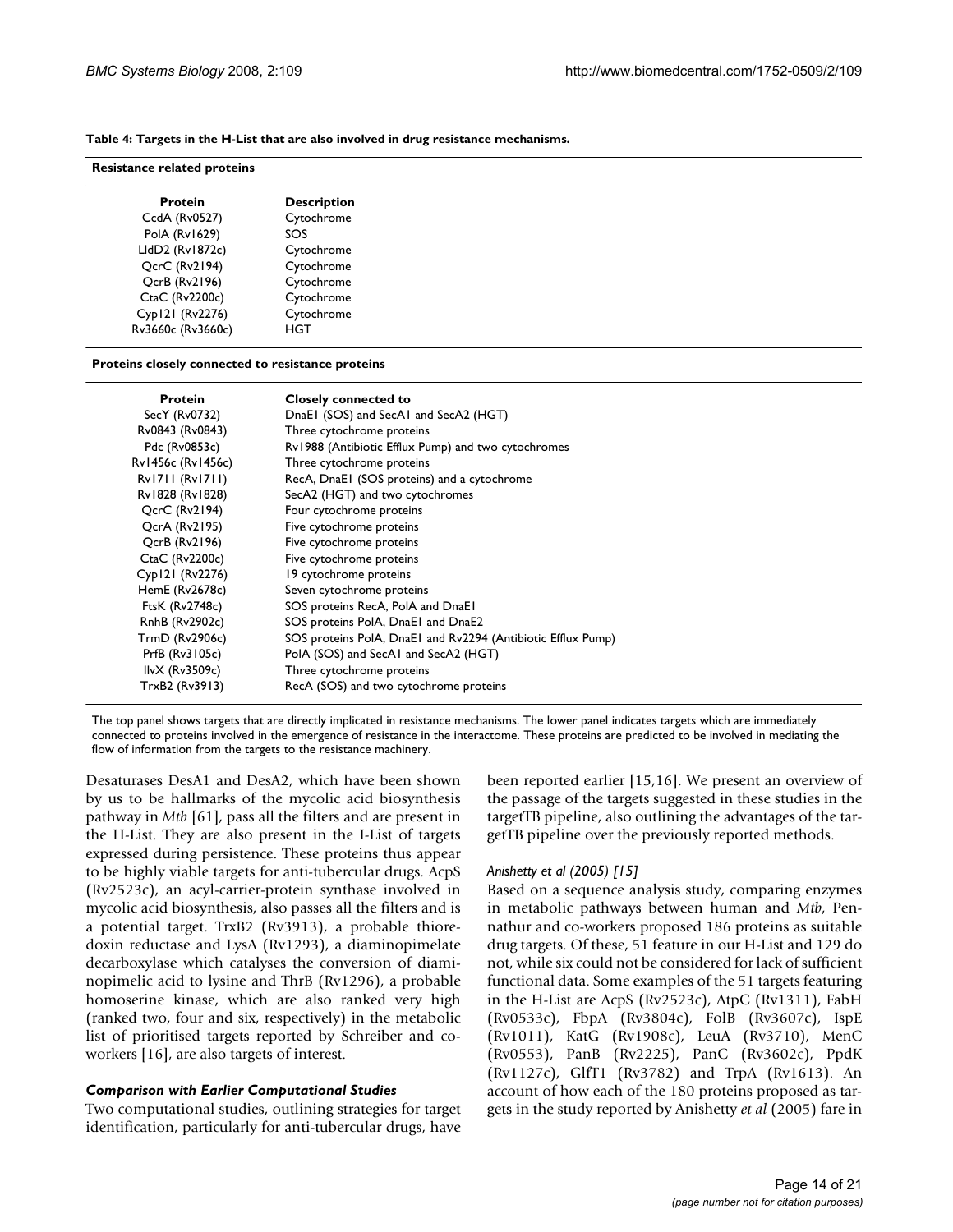**Table 4: Targets in the H-List that are also involved in drug resistance mechanisms.**

**Resistance related proteins**

| Protein | Description |
| --- | --- |
| CcdA (Rv0527) | Cytochrome |
| PolA (Rv1629) | SOS |
| LldD2 (Rv1872c) | Cytochrome |
| QcrC (Rv2194) | Cytochrome |
| QcrB (Rv2196) | Cytochrome |
| CtaC (Rv2200c) | Cytochrome |
| Cyp121 (Rv2276) | Cytochrome |
| Rv3660c (Rv3660c) | HGT |

**Proteins closely connected to resistance proteins**

| Protein | Closely connected to |
| --- | --- |
| SecY (Rv0732) | DnaE1 (SOS) and SecA1 and SecA2 (HGT) |
| Rv0843 (Rv0843) | Three cytochrome proteins |
| Pdc (Rv0853c) | Rv1988 (Antibiotic Efflux Pump) and two cytochromes |
| Rv1456c (Rv1456c) | Three cytochrome proteins |
| Rv1711 (Rv1711) | RecA, DnaE1 (SOS proteins) and a cytochrome |
| Rv1828 (Rv1828) | SecA2 (HGT) and two cytochromes |
| QcrC (Rv2194) | Four cytochrome proteins |
| QcrA (Rv2195) | Five cytochrome proteins |
| QcrB (Rv2196) | Five cytochrome proteins |
| CtaC (Rv2200c) | Five cytochrome proteins |
| Cyp121 (Rv2276) | 19 cytochrome proteins |
| HemE (Rv2678c) | Seven cytochrome proteins |
| FtsK (Rv2748c) | SOS proteins RecA, PolA and DnaE1 |
| RnhB (Rv2902c) | SOS proteins PolA, DnaE1 and DnaE2 |
| TrmD (Rv2906c) | SOS proteins PolA, DnaE1 and Rv2294 (Antibiotic Efflux Pump) |
| PrfB (Rv3105c) | PolA (SOS) and SecA1 and SecA2 (HGT) |
| IlvX (Rv3509c) | Three cytochrome proteins |
| TrxB2 (Rv3913) | RecA (SOS) and two cytochrome proteins |

The top panel shows targets that are directly implicated in resistance mechanisms. The lower panel indicates targets which are immediately connected to proteins involved in the emergence of resistance in the interactome. These proteins are predicted to be involved in mediating the flow of information from the targets to the resistance machinery.

Desaturases DesA1 and DesA2, which have been shown by us to be hallmarks of the mycolic acid biosynthesis pathway in *Mtb* [61], pass all the filters and are present in the H-List. They are also present in the I-List of targets expressed during persistence. These proteins thus appear to be highly viable targets for anti-tubercular drugs. AcpS (Rv2523c), an acyl-carrier-protein synthase involved in mycolic acid biosynthesis, also passes all the filters and is a potential target. TrxB2 (Rv3913), a probable thioredoxin reductase and LysA (Rv1293), a diaminopimelate decarboxylase which catalyses the conversion of diaminopimelic acid to lysine and ThrB (Rv1296), a probable homoserine kinase, which are also ranked very high (ranked two, four and six, respectively) in the metabolic list of prioritised targets reported by Schreiber and co-workers [16], are also targets of interest.

### *Comparison with Earlier Computational Studies*

Two computational studies, outlining strategies for target identification, particularly for anti-tubercular drugs, have been reported earlier [15,16]. We present an overview of the passage of the targets suggested in these studies in the targetTB pipeline, also outlining the advantages of the targetTB pipeline over the previously reported methods.

#### *Anishetty et al (2005) [15]*

Based on a sequence analysis study, comparing enzymes in metabolic pathways between human and *Mtb*, Pennathur and co-workers proposed 186 proteins as suitable drug targets. Of these, 51 feature in our H-List and 129 do not, while six could not be considered for lack of sufficient functional data. Some examples of the 51 targets featuring in the H-List are AcpS (Rv2523c), AtpC (Rv1311), FabH (Rv0533c), FbpA (Rv3804c), FolB (Rv3607c), IspE (Rv1011), KatG (Rv1908c), LeuA (Rv3710), MenC (Rv0553), PanB (Rv2225), PanC (Rv3602c), PpdK (Rv1127c), GlfT1 (Rv3782) and TrpA (Rv1613). An account of how each of the 180 proteins proposed as targets in the study reported by Anishetty *et al* (2005) fare in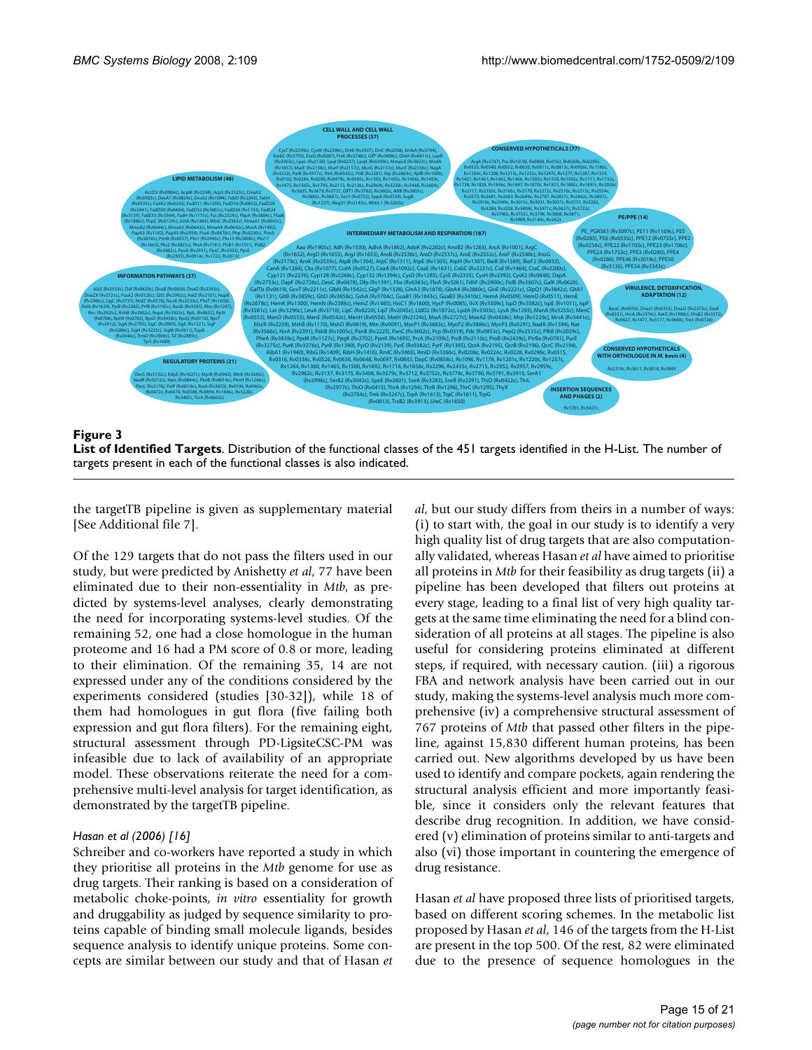**Figure 3**

**List of Identified Targets**. Distribution of the functional classes of the 451 targets identified in the H-List. The number of targets present in each of the functional classes is also indicated.

the targetTB pipeline is given as supplementary material [See Additional file 7].

Of the 129 targets that do not pass the filters used in our study, but were predicted by Anishetty *et al*, 77 have been eliminated due to their non-essentiality in *Mtb*, as predicted by systems-level analyses, clearly demonstrating the need for incorporating systems-level studies. Of the remaining 52, one had a close homologue in the human proteome and 16 had a PM score of 0.8 or more, leading to their elimination. Of the remaining 35, 14 are not expressed under any of the conditions considered by the experiments considered (studies [30-32]), while 18 of them had homologues in gut flora (five failing both expression and gut flora filters). For the remaining eight, structural assessment through PD-LigsiteCSC-PM was infeasible due to lack of availability of an appropriate model. These observations reiterate the need for a comprehensive multi-level analysis for target identification, as demonstrated by the targetTB pipeline.

### *Hasan et al (2006) [16]*

Schreiber and co-workers have reported a study in which they prioritise all proteins in the *Mtb* genome for use as drug targets. Their ranking is based on a consideration of metabolic choke-points, *in vitro* essentiality for growth and druggability as judged by sequence similarity to proteins capable of binding small molecule ligands, besides sequence analysis to identify unique proteins. Some concepts are similar between our study and that of Hasan *et al*, but our study differs from theirs in a number of ways: (i) to start with, the goal in our study is to identify a very high quality list of drug targets that are also computationally validated, whereas Hasan *et al* have aimed to prioritise all proteins in *Mtb* for their feasibility as drug targets (ii) a pipeline has been developed that filters out proteins at every stage, leading to a final list of very high quality targets at the same time eliminating the need for a blind consideration of all proteins at all stages. The pipeline is also useful for considering proteins eliminated at different steps, if required, with necessary caution. (iii) a rigorous FBA and network analysis have been carried out in our study, making the systems-level analysis much more comprehensive (iv) a comprehensive structural assessment of 767 proteins of *Mtb* that passed other filters in the pipeline, against 15,830 different human proteins, has been carried out. New algorithms developed by us have been used to identify and compare pockets, again rendering the structural analysis efficient and more importantly feasible, since it considers only the relevant features that describe drug recognition. In addition, we have considered (v) elimination of proteins similar to anti-targets and also (vi) those important in countering the emergence of drug resistance.

Hasan *et al* have proposed three lists of prioritised targets, based on different scoring schemes. In the metabolic list proposed by Hasan *et al*, 146 of the targets from the H-List are present in the top 500. Of the rest, 82 were eliminated due to the presence of sequence homologues in the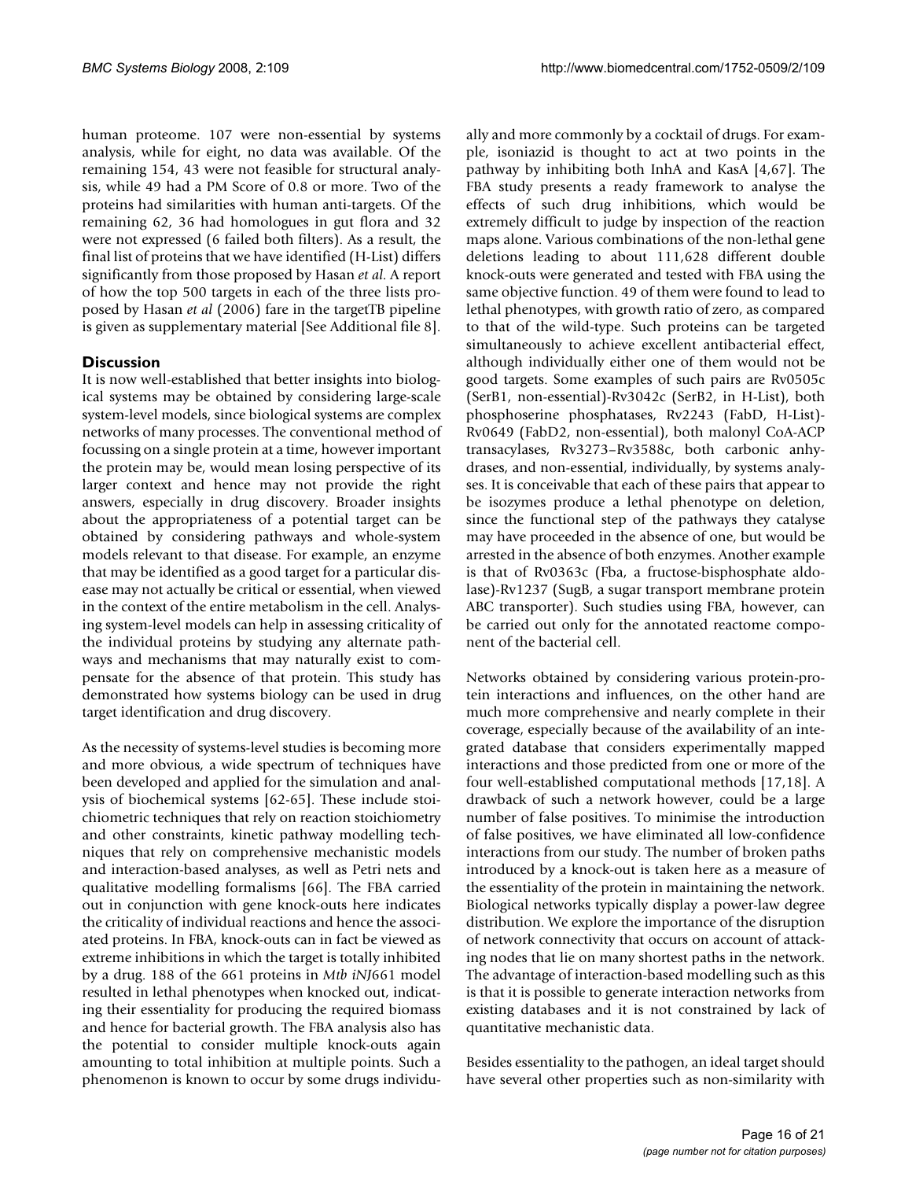human proteome. 107 were non-essential by systems analysis, while for eight, no data was available. Of the remaining 154, 43 were not feasible for structural analysis, while 49 had a PM Score of 0.8 or more. Two of the proteins had similarities with human anti-targets. Of the remaining 62, 36 had homologues in gut flora and 32 were not expressed (6 failed both filters). As a result, the final list of proteins that we have identified (H-List) differs significantly from those proposed by Hasan *et al*. A report of how the top 500 targets in each of the three lists proposed by Hasan *et al* (2006) fare in the targetTB pipeline is given as supplementary material [See Additional file 8].

## Discussion

It is now well-established that better insights into biological systems may be obtained by considering large-scale system-level models, since biological systems are complex networks of many processes. The conventional method of focussing on a single protein at a time, however important the protein may be, would mean losing perspective of its larger context and hence may not provide the right answers, especially in drug discovery. Broader insights about the appropriateness of a potential target can be obtained by considering pathways and whole-system models relevant to that disease. For example, an enzyme that may be identified as a good target for a particular disease may not actually be critical or essential, when viewed in the context of the entire metabolism in the cell. Analysing system-level models can help in assessing criticality of the individual proteins by studying any alternate pathways and mechanisms that may naturally exist to compensate for the absence of that protein. This study has demonstrated how systems biology can be used in drug target identification and drug discovery.

As the necessity of systems-level studies is becoming more and more obvious, a wide spectrum of techniques have been developed and applied for the simulation and analysis of biochemical systems [62-65]. These include stoichiometric techniques that rely on reaction stoichiometry and other constraints, kinetic pathway modelling techniques that rely on comprehensive mechanistic models and interaction-based analyses, as well as Petri nets and qualitative modelling formalisms [66]. The FBA carried out in conjunction with gene knock-outs here indicates the criticality of individual reactions and hence the associated proteins. In FBA, knock-outs can in fact be viewed as extreme inhibitions in which the target is totally inhibited by a drug. 188 of the 661 proteins in *Mtb iNJ*661 model resulted in lethal phenotypes when knocked out, indicating their essentiality for producing the required biomass and hence for bacterial growth. The FBA analysis also has the potential to consider multiple knock-outs again amounting to total inhibition at multiple points. Such a phenomenon is known to occur by some drugs individually and more commonly by a cocktail of drugs. For example, isoniazid is thought to act at two points in the pathway by inhibiting both InhA and KasA [4,67]. The FBA study presents a ready framework to analyse the effects of such drug inhibitions, which would be extremely difficult to judge by inspection of the reaction maps alone. Various combinations of the non-lethal gene deletions leading to about 111,628 different double knock-outs were generated and tested with FBA using the same objective function. 49 of them were found to lead to lethal phenotypes, with growth ratio of zero, as compared to that of the wild-type. Such proteins can be targeted simultaneously to achieve excellent antibacterial effect, although individually either one of them would not be good targets. Some examples of such pairs are Rv0505c (SerB1, non-essential)-Rv3042c (SerB2, in H-List), both phosphoserine phosphatases, Rv2243 (FabD, H-List)-Rv0649 (FabD2, non-essential), both malonyl CoA-ACP transacylases, Rv3273–Rv3588c, both carbonic anhydrases, and non-essential, individually, by systems analyses. It is conceivable that each of these pairs that appear to be isozymes produce a lethal phenotype on deletion, since the functional step of the pathways they catalyse may have proceeded in the absence of one, but would be arrested in the absence of both enzymes. Another example is that of Rv0363c (Fba, a fructose-bisphosphate aldolase)-Rv1237 (SugB, a sugar transport membrane protein ABC transporter). Such studies using FBA, however, can be carried out only for the annotated reactome component of the bacterial cell.

Networks obtained by considering various protein-protein interactions and influences, on the other hand are much more comprehensive and nearly complete in their coverage, especially because of the availability of an integrated database that considers experimentally mapped interactions and those predicted from one or more of the four well-established computational methods [17,18]. A drawback of such a network however, could be a large number of false positives. To minimise the introduction of false positives, we have eliminated all low-confidence interactions from our study. The number of broken paths introduced by a knock-out is taken here as a measure of the essentiality of the protein in maintaining the network. Biological networks typically display a power-law degree distribution. We explore the importance of the disruption of network connectivity that occurs on account of attacking nodes that lie on many shortest paths in the network. The advantage of interaction-based modelling such as this is that it is possible to generate interaction networks from existing databases and it is not constrained by lack of quantitative mechanistic data.

Besides essentiality to the pathogen, an ideal target should have several other properties such as non-similarity with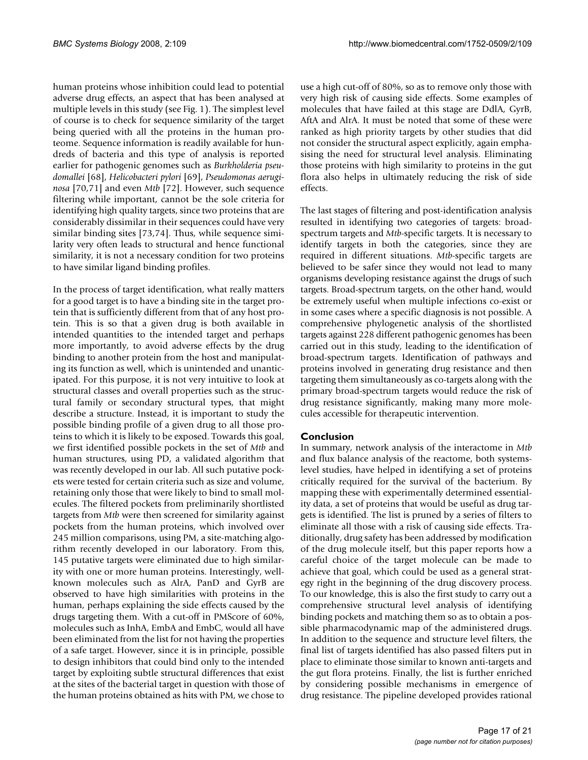human proteins whose inhibition could lead to potential adverse drug effects, an aspect that has been analysed at multiple levels in this study (see Fig. 1). The simplest level of course is to check for sequence similarity of the target being queried with all the proteins in the human proteome. Sequence information is readily available for hundreds of bacteria and this type of analysis is reported earlier for pathogenic genomes such as *Burkholderia pseudomallei* [68], *Helicobacteri pylori* [69], *Pseudomonas aeruginosa* [70,71] and even *Mtb* [72]. However, such sequence filtering while important, cannot be the sole criteria for identifying high quality targets, since two proteins that are considerably dissimilar in their sequences could have very similar binding sites [73,74]. Thus, while sequence similarity very often leads to structural and hence functional similarity, it is not a necessary condition for two proteins to have similar ligand binding profiles.

In the process of target identification, what really matters for a good target is to have a binding site in the target protein that is sufficiently different from that of any host protein. This is so that a given drug is both available in intended quantities to the intended target and perhaps more importantly, to avoid adverse effects by the drug binding to another protein from the host and manipulating its function as well, which is unintended and unanticipated. For this purpose, it is not very intuitive to look at structural classes and overall properties such as the structural family or secondary structural types, that might describe a structure. Instead, it is important to study the possible binding profile of a given drug to all those proteins to which it is likely to be exposed. Towards this goal, we first identified possible pockets in the set of *Mtb* and human structures, using PD, a validated algorithm that was recently developed in our lab. All such putative pockets were tested for certain criteria such as size and volume, retaining only those that were likely to bind to small molecules. The filtered pockets from preliminarily shortlisted targets from *Mtb* were then screened for similarity against pockets from the human proteins, which involved over 245 million comparisons, using PM, a site-matching algorithm recently developed in our laboratory. From this, 145 putative targets were eliminated due to high similarity with one or more human proteins. Interestingly, well-known molecules such as AlrA, PanD and GyrB are observed to have high similarities with proteins in the human, perhaps explaining the side effects caused by the drugs targeting them. With a cut-off in PMScore of 60%, molecules such as InhA, EmbA and EmbC, would all have been eliminated from the list for not having the properties of a safe target. However, since it is in principle, possible to design inhibitors that could bind only to the intended target by exploiting subtle structural differences that exist at the sites of the bacterial target in question with those of the human proteins obtained as hits with PM, we chose to use a high cut-off of 80%, so as to remove only those with very high risk of causing side effects. Some examples of molecules that have failed at this stage are DdlA, GyrB, AftA and AlrA. It must be noted that some of these were ranked as high priority targets by other studies that did not consider the structural aspect explicitly, again emphasising the need for structural level analysis. Eliminating those proteins with high similarity to proteins in the gut flora also helps in ultimately reducing the risk of side effects.

The last stages of filtering and post-identification analysis resulted in identifying two categories of targets: broad-spectrum targets and *Mtb*-specific targets. It is necessary to identify targets in both the categories, since they are required in different situations. *Mtb*-specific targets are believed to be safer since they would not lead to many organisms developing resistance against the drugs of such targets. Broad-spectrum targets, on the other hand, would be extremely useful when multiple infections co-exist or in some cases where a specific diagnosis is not possible. A comprehensive phylogenetic analysis of the shortlisted targets against 228 different pathogenic genomes has been carried out in this study, leading to the identification of broad-spectrum targets. Identification of pathways and proteins involved in generating drug resistance and then targeting them simultaneously as co-targets along with the primary broad-spectrum targets would reduce the risk of drug resistance significantly, making many more molecules accessible for therapeutic intervention.

## Conclusion

In summary, network analysis of the interactome in *Mtb* and flux balance analysis of the reactome, both systems-level studies, have helped in identifying a set of proteins critically required for the survival of the bacterium. By mapping these with experimentally determined essentiality data, a set of proteins that would be useful as drug targets is identified. The list is pruned by a series of filters to eliminate all those with a risk of causing side effects. Traditionally, drug safety has been addressed by modification of the drug molecule itself, but this paper reports how a careful choice of the target molecule can be made to achieve that goal, which could be used as a general strategy right in the beginning of the drug discovery process. To our knowledge, this is also the first study to carry out a comprehensive structural level analysis of identifying binding pockets and matching them so as to obtain a possible pharmacodynamic map of the administered drugs. In addition to the sequence and structure level filters, the final list of targets identified has also passed filters put in place to eliminate those similar to known anti-targets and the gut flora proteins. Finally, the list is further enriched by considering possible mechanisms in emergence of drug resistance. The pipeline developed provides rational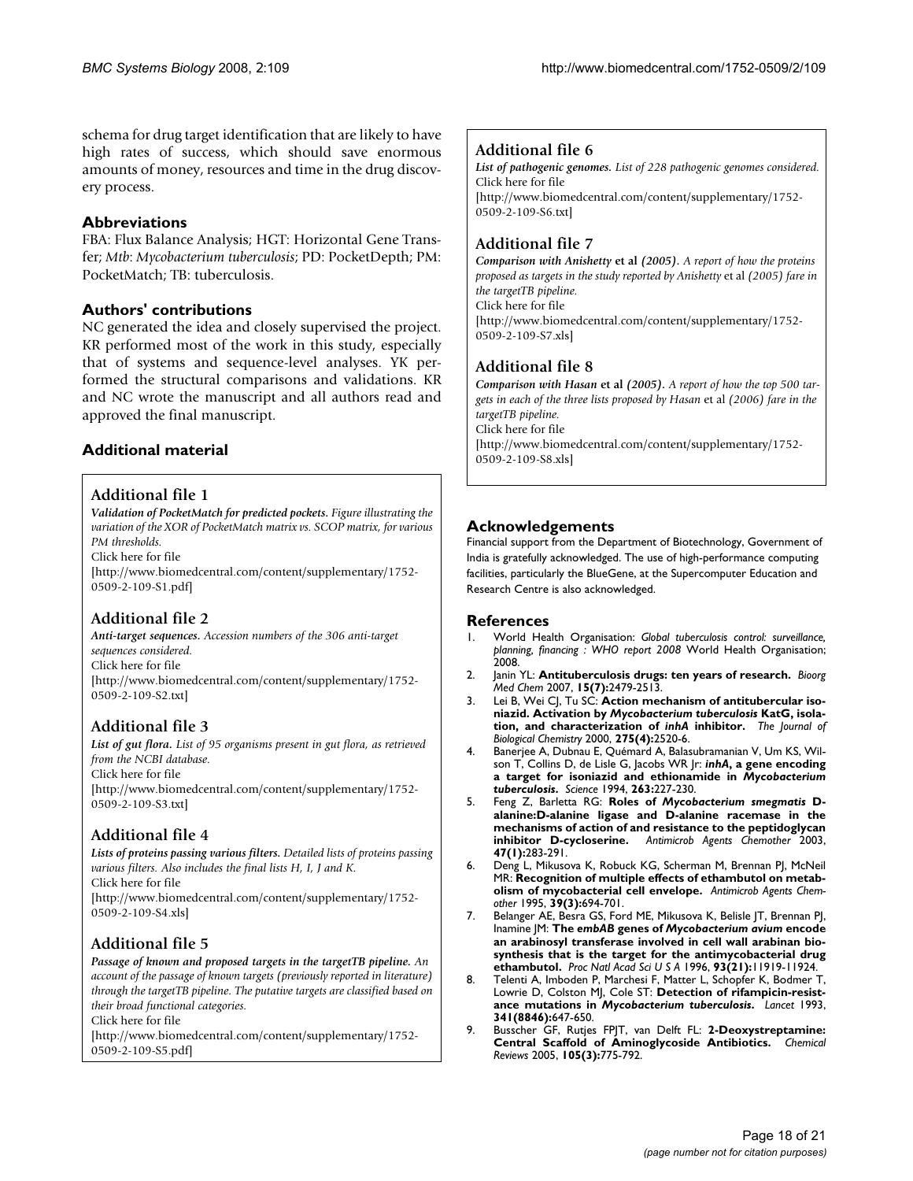schema for drug target identification that are likely to have high rates of success, which should save enormous amounts of money, resources and time in the drug discovery process.

## Abbreviations

FBA: Flux Balance Analysis; HGT: Horizontal Gene Transfer; *Mtb*: *Mycobacterium tuberculosis*; PD: PocketDepth; PM: PocketMatch; TB: tuberculosis.

## Authors' contributions

NC generated the idea and closely supervised the project. KR performed most of the work in this study, especially that of systems and sequence-level analyses. YK performed the structural comparisons and validations. KR and NC wrote the manuscript and all authors read and approved the final manuscript.

## Additional material

### Additional file 1

***Validation of PocketMatch for predicted pockets.*** *Figure illustrating the variation of the XOR of PocketMatch matrix vs. SCOP matrix, for various PM thresholds.*
Click here for file
[http://www.biomedcentral.com/content/supplementary/1752-0509-2-109-S1.pdf]

### Additional file 2

***Anti-target sequences.*** *Accession numbers of the 306 anti-target sequences considered.*
Click here for file
[http://www.biomedcentral.com/content/supplementary/1752-0509-2-109-S2.txt]

### Additional file 3

***List of gut flora.*** *List of 95 organisms present in gut flora, as retrieved from the NCBI database.*
Click here for file
[http://www.biomedcentral.com/content/supplementary/1752-0509-2-109-S3.txt]

### Additional file 4

***Lists of proteins passing various filters.*** *Detailed lists of proteins passing various filters. Also includes the final lists H, I, J and K.*
Click here for file
[http://www.biomedcentral.com/content/supplementary/1752-0509-2-109-S4.xls]

### Additional file 5

***Passage of known and proposed targets in the targetTB pipeline.*** *An account of the passage of known targets (previously reported in literature) through the targetTB pipeline. The putative targets are classified based on their broad functional categories.*
Click here for file
[http://www.biomedcentral.com/content/supplementary/1752-0509-2-109-S5.pdf]

### Additional file 6

***List of pathogenic genomes.*** *List of 228 pathogenic genomes considered.*
Click here for file
[http://www.biomedcentral.com/content/supplementary/1752-0509-2-109-S6.txt]

### Additional file 7

***Comparison with Anishetty* et al *(2005).*** *A report of how the proteins proposed as targets in the study reported by Anishetty* et al *(2005) fare in the targetTB pipeline.*
Click here for file
[http://www.biomedcentral.com/content/supplementary/1752-0509-2-109-S7.xls]

### Additional file 8

***Comparison with Hasan* et al *(2005).*** *A report of how the top 500 targets in each of the three lists proposed by Hasan* et al *(2006) fare in the targetTB pipeline.*
Click here for file
[http://www.biomedcentral.com/content/supplementary/1752-0509-2-109-S8.xls]

## Acknowledgements

Financial support from the Department of Biotechnology, Government of India is gratefully acknowledged. The use of high-performance computing facilities, particularly the BlueGene, at the Supercomputer Education and Research Centre is also acknowledged.

## References

1. World Health Organisation: *Global tuberculosis control: surveillance, planning, financing : WHO report 2008* World Health Organisation; 2008.
2. Janin YL: **Antituberculosis drugs: ten years of research.** *Bioorg Med Chem* 2007, **15(7):**2479-2513.
3. Lei B, Wei CJ, Tu SC: **Action mechanism of antitubercular isoniazid. Activation by *Mycobacterium tuberculosis* KatG, isolation, and characterization of *inhA* inhibitor.** *The Journal of Biological Chemistry* 2000, **275(4):**2520-6.
4. Banerjee A, Dubnau E, Quémard A, Balasubramanian V, Um KS, Wilson T, Collins D, de Lisle G, Jacobs WR Jr: ***inhA*, a gene encoding a target for isoniazid and ethionamide in *Mycobacterium tuberculosis*.** *Science* 1994, **263:**227-230.
5. Feng Z, Barletta RG: **Roles of *Mycobacterium smegmatis* D-alanine:D-alanine ligase and D-alanine racemase in the mechanisms of action of and resistance to the peptidoglycan inhibitor D-cycloserine.** *Antimicrob Agents Chemother* 2003, **47(1):**283-291.
6. Deng L, Mikusova K, Robuck KG, Scherman M, Brennan PJ, McNeil MR: **Recognition of multiple effects of ethambutol on metabolism of mycobacterial cell envelope.** *Antimicrob Agents Chemother* 1995, **39(3):**694-701.
7. Belanger AE, Besra GS, Ford ME, Mikusova K, Belisle JT, Brennan PJ, Inamine JM: **The *embAB* genes of *Mycobacterium avium* encode an arabinosyl transferase involved in cell wall arabinan biosynthesis that is the target for the antimycobacterial drug ethambutol.** *Proc Natl Acad Sci U S A* 1996, **93(21):**11919-11924.
8. Telenti A, Imboden P, Marchesi F, Matter L, Schopfer K, Bodmer T, Lowrie D, Colston MJ, Cole ST: **Detection of rifampicin-resistance mutations in *Mycobacterium tuberculosis*.** *Lancet* 1993, **341(8846):**647-650.
9. Busscher GF, Rutjes FPJT, van Delft FL: **2-Deoxystreptamine: Central Scaffold of Aminoglycoside Antibiotics.** *Chemical Reviews* 2005, **105(3):**775-792.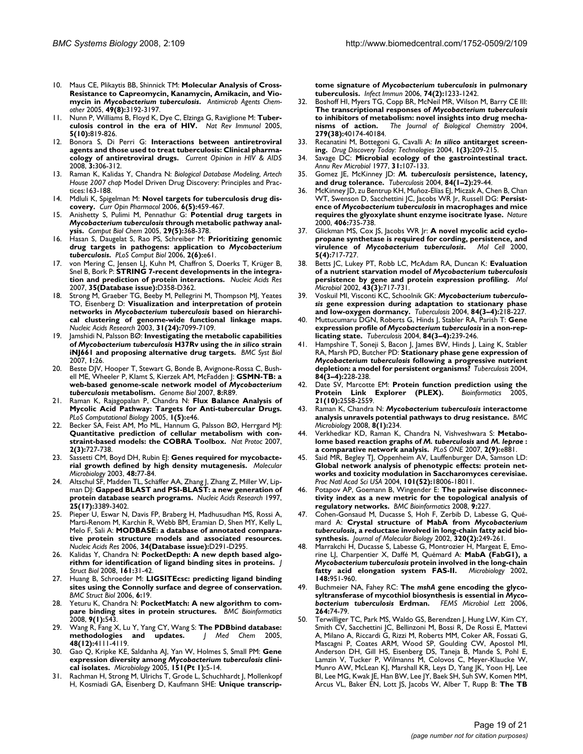10. Maus CE, Plikaytis BB, Shinnick TM: **Molecular Analysis of Cross-Resistance to Capreomycin, Kanamycin, Amikacin, and Viomycin in *Mycobacterium tuberculosis*.** *Antimicrob Agents Chemother* 2005, **49(8):**3192-3197.
11. Nunn P, Williams B, Floyd K, Dye C, Elzinga G, Raviglione M: **Tuberculosis control in the era of HIV.** *Nat Rev Immunol* 2005, **5(10):**819-826.
12. Bonora S, Di Perri G: **Interactions between antiretroviral agents and those used to treat tuberculosis: Clinical pharmacology of antiretroviral drugs.** *Current Opinion in HIV & AIDS* 2008, **3:**306-312.
13. Raman K, Kalidas Y, Chandra N: *Biological Database Modeling, Artech House 2007 chap* Model Driven Drug Discovery: Principles and Practices:163-188.
14. Mdluli K, Spigelman M: **Novel targets for tuberculosis drug discovery.** *Curr Opin Pharmacol* 2006, **6(5):**459-467.
15. Anishetty S, Pulimi M, Pennathur G: **Potential drug targets in *Mycobacterium tuberculosis* through metabolic pathway analysis.** *Comput Biol Chem* 2005, **29(5):**368-378.
16. Hasan S, Daugelat S, Rao PS, Schreiber M: **Prioritizing genomic drug targets in pathogens: application to *Mycobacterium tuberculosis*.** *PLoS Comput Biol* 2006, **2(6):**e61.
17. von Mering C, Jensen LJ, Kuhn M, Chaffron S, Doerks T, Krüger B, Snel B, Bork P: **STRING 7-recent developments in the integration and prediction of protein interactions.** *Nucleic Acids Res* 2007, **35(Database issue):**D358-D362.
18. Strong M, Graeber TG, Beeby M, Pellegrini M, Thompson MJ, Yeates TO, Eisenberg D: **Visualization and interpretation of protein networks in *Mycobacterium tuberculosis* based on hierarchical clustering of genome-wide functional linkage maps.** *Nucleic Acids Research* 2003, **31(24):**7099-7109.
19. Jamshidi N, Palsson BØ: **Investigating the metabolic capabilities of *Mycobacterium tuberculosis* H37Rv using the *in silico* strain iNJ661 and proposing alternative drug targets.** *BMC Syst Biol* 2007, **1:**26.
20. Beste DJV, Hooper T, Stewart G, Bonde B, Avignone-Rossa C, Bushell ME, Wheeler P, Klamt S, Kierzek AM, McFadden J: **GSMN-TB: a web-based genome-scale network model of *Mycobacterium tuberculosis* metabolism.** *Genome Biol* 2007, **8:**R89.
21. Raman K, Rajagopalan P, Chandra N: **Flux Balance Analysis of Mycolic Acid Pathway: Targets for Anti-tubercular Drugs.** *PLoS Computational Biology* 2005, **1(5):**e46.
22. Becker SA, Feist AM, Mo ML, Hannum G, Palsson BØ, Herrgard MJ: **Quantitative prediction of cellular metabolism with constraint-based models: the COBRA Toolbox.** *Nat Protoc* 2007, **2(3):**727-738.
23. Sassetti CM, Boyd DH, Rubin EJ: **Genes required for mycobacterial growth defined by high density mutagenesis.** *Molecular Microbiology* 2003, **48:**77-84.
24. Altschul SF, Madden TL, Schäffer AA, Zhang J, Zhang Z, Miller W, Lipman DJ: **Gapped BLAST and PSI-BLAST: a new generation of protein database search programs.** *Nucleic Acids Research* 1997, **25(17):**3389-3402.
25. Pieper U, Eswar N, Davis FP, Braberg H, Madhusudhan MS, Rossi A, Marti-Renom M, Karchin R, Webb BM, Eramian D, Shen MY, Kelly L, Melo F, Sali A: **MODBASE: a database of annotated comparative protein structure models and associated resources.** *Nucleic Acids Res* 2006, **34(Database issue):**D291-D295.
26. Kalidas Y, Chandra N: **PocketDepth: A new depth based algorithm for identification of ligand binding sites in proteins.** *J Struct Biol* 2008, **161:**31-42.
27. Huang B, Schroeder M: **LIGSITEcsc: predicting ligand binding sites using the Connolly surface and degree of conservation.** *BMC Struct Biol* 2006, **6:**19.
28. Yeturu K, Chandra N: **PocketMatch: A new algorithm to compare binding sites in protein structures.** *BMC Bioinformatics* 2008, **9(1):**543.
29. Wang R, Fang X, Lu Y, Yang CY, Wang S: **The PDBbind database: methodologies and updates.** *J Med Chem* 2005, **48(12):**4111-4119.
30. Gao Q, Kripke KE, Saldanha AJ, Yan W, Holmes S, Small PM: **Gene expression diversity among *Mycobacterium tuberculosis* clinical isolates.** *Microbiology* 2005, **151(Pt 1):**5-14.
31. Rachman H, Strong M, Ulrichs T, Grode L, Schuchhardt J, Mollenkopf H, Kosmiadi GA, Eisenberg D, Kaufmann SHE: **Unique transcriptome signature of *Mycobacterium tuberculosis* in pulmonary tuberculosis.** *Infect Immun* 2006, **74(2):**1233-1242.
32. Boshoff HI, Myers TG, Copp BR, McNeil MR, Wilson M, Barry CE III: **The transcriptional responses of *Mycobacterium tuberculosis* to inhibitors of metabolism: novel insights into drug mechanisms of action.** *The Journal of Biological Chemistry* 2004, **279(38):**40174-40184.
33. Recanatini M, Bottegoni G, Cavalli A: ***In silico* antitarget screening.** *Drug Discovery Today: Technologies* 2004, **1(3):**209-215.
34. Savage DC: **Microbial ecology of the gastrointestinal tract.** *Annu Rev Microbiol* 1977, **31:**107-133.
35. Gomez JE, McKinney JD: ***M. tuberculosis* persistence, latency, and drug tolerance.** *Tuberculosis* 2004, **84(1–2):**29-44.
36. McKinney JD, zu Bentrup KH, Muñoz-Elías EJ, Miczak A, Chen B, Chan WT, Swenson D, Sacchettini JC, Jacobs WR Jr, Russell DG: **Persistence of *Mycobacterium tuberculosis* in macrophages and mice requires the glyoxylate shunt enzyme isocitrate lyase.** *Nature* 2000, **406:**735-738.
37. Glickman MS, Cox JS, Jacobs WR Jr: **A novel mycolic acid cyclopropane synthetase is required for cording, persistence, and virulence of *Mycobacterium tuberculosis*.** *Mol Cell* 2000, **5(4):**717-727.
38. Betts JC, Lukey PT, Robb LC, McAdam RA, Duncan K: **Evaluation of a nutrient starvation model of *Mycobacterium tuberculosis* persistence by gene and protein expression profiling.** *Mol Microbiol* 2002, **43(3):**717-731.
39. Voskuil MI, Visconti KC, Schoolnik GK: ***Mycobacterium tuberculosis* gene expression during adaptation to stationary phase and low-oxygen dormancy.** *Tuberculosis* 2004, **84(3–4):**218-227.
40. Muttucumaru DGN, Roberts G, Hinds J, Stabler RA, Parish T: **Gene expression profile of *Mycobacterium tuberculosis* in a non-replicating state.** *Tuberculosis* 2004, **84(3–4):**239-246.
41. Hampshire T, Soneji S, Bacon J, James BW, Hinds J, Laing K, Stabler RA, Marsh PD, Butcher PD: **Stationary phase gene expression of *Mycobacterium tuberculosis* following a progressive nutrient depletion: a model for persistent organisms?** *Tuberculosis* 2004, **84(3–4):**228-238.
42. Date SV, Marcotte EM: **Protein function prediction using the Protein Link Explorer (PLEX).** *Bioinformatics* 2005, **21(10):**2558-2559.
43. Raman K, Chandra N: ***Mycobacterium tuberculosis* interactome analysis unravels potential pathways to drug resistance.** *BMC Microbiology* 2008, **8(1):**234.
44. Verkhedkar KD, Raman K, Chandra N, Vishveshwara S: **Metabolome based reaction graphs of *M. tuberculosis* and *M. leprae* : a comparative network analysis.** *PLoS ONE* 2007, **2(9):**e881.
45. Said MR, Begley TJ, Oppenheim AV, Lauffenburger DA, Samson LD: **Global network analysis of phenotypic effects: protein networks and toxicity modulation in Saccharomyces cerevisiae.** *Proc Natl Acad Sci USA* 2004, **101(52):**18006-18011.
46. Potapov AP, Goemann B, Wingender E: **The pairwise disconnectivity index as a new metric for the topological analysis of regulatory networks.** *BMC Bioinformatics* 2008, **9:**227.
47. Cohen-Gonsaud M, Ducasse S, Hoh F, Zerbib D, Labesse G, Quémard A: **Crystal structure of MabA from *Mycobacterium tuberculosis*, a reductase involved in long-chain fatty acid biosynthesis.** *Journal of Molecular Biology* 2002, **320(2):**249-261.
48. Marrakchi H, Ducasse S, Labesse G, Montrozier H, Margeat E, Emorine LJ, Charpentier X, Daffé M, Quémard A: **MabA (FabG1), a *Mycobacterium tuberculosis* protein involved in the long-chain fatty acid elongation system FAS-II.** *Microbiology* 2002, **148:**951-960.
49. Buchmeier NA, Fahey RC: **The *mshA* gene encoding the glycosyltransferase of mycothiol biosynthesis is essential in *Mycobacterium tuberculosis* Erdman.** *FEMS Microbiol Lett* 2006, **264:**74-79.
50. Terwilliger TC, Park MS, Waldo GS, Berendzen J, Hung LW, Kim CY, Smith CV, Sacchettini JC, Bellinzoni M, Bossi R, De Rossi E, Mattevi A, Milano A, Riccardi G, Rizzi M, Roberts MM, Coker AR, Fossati G, Mascagni P, Coates ARM, Wood SP, Goulding CW, Apostol MI, Anderson DH, Gill HS, Eisenberg DS, Taneja B, Mande S, Pohl E, Lamzin V, Tucker P, Wilmanns M, Colovos C, Meyer-Klaucke W, Munro AW, McLean KJ, Marshall KR, Leys D, Yang JK, Yoon HJ, Lee BI, Lee MG, Kwak JE, Han BW, Lee JY, Baek SH, Suh SW, Komen MM, Arcus VL, Baker EN, Lott JS, Jacobs W, Alber T, Rupp B: **The TB**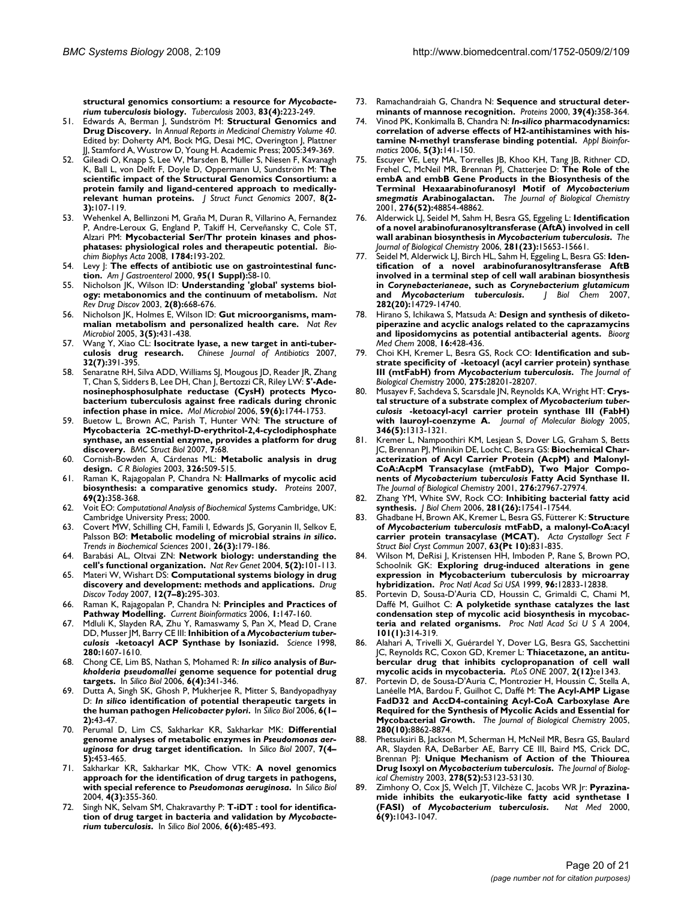**structural genomics consortium: a resource for *Mycobacterium tuberculosis* biology.** *Tuberculosis* 2003, **83(4):**223-249.

51. Edwards A, Berman J, Sundström M: **Structural Genomics and Drug Discovery.** In *Annual Reports in Medicinal Chemistry Volume 40*. Edited by: Doherty AM, Bock MG, Desai MC, Overington J, Plattner JJ, Stamford A, Wustrow D, Young H. Academic Press; 2005:349-369.
52. Gileadi O, Knapp S, Lee W, Marsden B, Müller S, Niesen F, Kavanagh K, Ball L, von Delft F, Doyle D, Oppermann U, Sundström M: **The scientific impact of the Structural Genomics Consortium: a protein family and ligand-centered approach to medically-relevant human proteins.** *J Struct Funct Genomics* 2007, **8(2-3):**107-119.
53. Wehenkel A, Bellinzoni M, Graña M, Duran R, Villarino A, Fernandez P, Andre-Leroux G, England P, Takiff H, Cerveñansky C, Cole ST, Alzari PM: **Mycobacterial Ser/Thr protein kinases and phosphatases: physiological roles and therapeutic potential.** *Biochim Biophys Acta* 2008, **1784:**193-202.
54. Levy J: **The effects of antibiotic use on gastrointestinal function.** *Am J Gastroenterol* 2000, **95(1 Suppl):**S8-10.
55. Nicholson JK, Wilson ID: **Understanding 'global' systems biology: metabonomics and the continuum of metabolism.** *Nat Rev Drug Discov* 2003, **2(8):**668-676.
56. Nicholson JK, Holmes E, Wilson ID: **Gut microorganisms, mammalian metabolism and personalized health care.** *Nat Rev Microbiol* 2005, **3(5):**431-438.
57. Wang Y, Xiao CL: **Isocitrate lyase, a new target in anti-tuberculosis drug research.** *Chinese Journal of Antibiotics* 2007, **32(7):**391-395.
58. Senaratne RH, Silva ADD, Williams SJ, Mougous JD, Reader JR, Zhang T, Chan S, Sidders B, Lee DH, Chan J, Bertozzi CR, Riley LW: **5'-Adenosinephosphosulphate reductase (CysH) protects Mycobacterium tuberculosis against free radicals during chronic infection phase in mice.** *Mol Microbiol* 2006, **59(6):**1744-1753.
59. Buetow L, Brown AC, Parish T, Hunter WN: **The structure of Mycobacteria 2C-methyl-D-erythritol-2,4-cyclodiphosphate synthase, an essential enzyme, provides a platform for drug discovery.** *BMC Struct Biol* 2007, **7:**68.
60. Cornish-Bowden A, Cárdenas ML: **Metabolic analysis in drug design.** *C R Biologies* 2003, **326:**509-515.
61. Raman K, Rajagopalan P, Chandra N: **Hallmarks of mycolic acid biosynthesis: a comparative genomics study.** *Proteins* 2007, **69(2):**358-368.
62. Voit EO: *Computational Analysis of Biochemical Systems* Cambridge, UK: Cambridge University Press; 2000.
63. Covert MW, Schilling CH, Famili I, Edwards JS, Goryanin II, Selkov E, Palsson BØ: **Metabolic modeling of microbial strains *in silico*.** *Trends in Biochemical Sciences* 2001, **26(3):**179-186.
64. Barabási AL, Oltvai ZN: **Network biology: understanding the cell's functional organization.** *Nat Rev Genet* 2004, **5(2):**101-113.
65. Materi W, Wishart DS: **Computational systems biology in drug discovery and development: methods and applications.** *Drug Discov Today* 2007, **12(7–8):**295-303.
66. Raman K, Rajagopalan P, Chandra N: **Principles and Practices of Pathway Modelling.** *Current Bioinformatics* 2006, **1:**147-160.
67. Mdluli K, Slayden RA, Zhu Y, Ramaswamy S, Pan X, Mead D, Crane DD, Musser JM, Barry CE III: **Inhibition of a *Mycobacterium tuberculosis* -ketoacyl ACP Synthase by Isoniazid.** *Science* 1998, **280:**1607-1610.
68. Chong CE, Lim BS, Nathan S, Mohamed R: ***In silico* analysis of *Burkholderia pseudomallei* genome sequence for potential drug targets.** *In Silico Biol* 2006, **6(4):**341-346.
69. Dutta A, Singh SK, Ghosh P, Mukherjee R, Mitter S, Bandyopadhyay D: ***In silico* identification of potential therapeutic targets in the human pathogen *Helicobacter pylori*.** *In Silico Biol* 2006, **6(1–2):**43-47.
70. Perumal D, Lim CS, Sakharkar KR, Sakharkar MK: **Differential genome analyses of metabolic enzymes in *Pseudomonas aeruginosa* for drug target identification.** *In Silico Biol* 2007, **7(4–5):**453-465.
71. Sakharkar KR, Sakharkar MK, Chow VTK: **A novel genomics approach for the identification of drug targets in pathogens, with special reference to *Pseudomonas aeruginosa*.** *In Silico Biol* 2004, **4(3):**355-360.
72. Singh NK, Selvam SM, Chakravarthy P: **T-iDT : tool for identification of drug target in bacteria and validation by *Mycobacterium tuberculosis*.** *In Silico Biol* 2006, **6(6):**485-493.
73. Ramachandraiah G, Chandra N: **Sequence and structural determinants of mannose recognition.** *Proteins* 2000, **39(4):**358-364.
74. Vinod PK, Konkimalla B, Chandra N: ***In-silico* pharmacodynamics: correlation of adverse effects of H2-antihistamines with histamine N-methyl transferase binding potential.** *Appl Bioinformatics* 2006, **5(3):**141-150.
75. Escuyer VE, Lety MA, Torrelles JB, Khoo KH, Tang JB, Rithner CD, Frehel C, McNeil MR, Brennan PJ, Chatterjee D: **The Role of the embA and embB Gene Products in the Biosynthesis of the Terminal Hexaarabinofuranosyl Motif of *Mycobacterium smegmatis* Arabinogalactan.** *The Journal of Biological Chemistry* 2001, **276(52):**48854-48862.
76. Alderwick LJ, Seidel M, Sahm H, Besra GS, Eggeling L: **Identification of a novel arabinofuranosyltransferase (AftA) involved in cell wall arabinan biosynthesis in *Mycobacterium tuberculosis*.** *The Journal of Biological Chemistry* 2006, **281(23):**15653-15661.
77. Seidel M, Alderwick LJ, Birch HL, Sahm H, Eggeling L, Besra GS: **Identification of a novel arabinofuranosyltransferase AftB involved in a terminal step of cell wall arabinan biosynthesis in *Corynebacterianeae*, such as *Corynebacterium glutamicum* and *Mycobacterium tuberculosis*.** *J Biol Chem* 2007, **282(20):**14729-14740.
78. Hirano S, Ichikawa S, Matsuda A: **Design and synthesis of diketopiperazine and acyclic analogs related to the caprazamycins and liposidomycins as potential antibacterial agents.** *Bioorg Med Chem* 2008, **16:**428-436.
79. Choi KH, Kremer L, Besra GS, Rock CO: **Identification and substrate specificity of -ketoacyl (acyl carrier protein) synthase III (mtFabH) from *Mycobacterium tuberculosis*.** *The Journal of Biological Chemistry* 2000, **275:**28201-28207.
80. Musayev F, Sachdeva S, Scarsdale JN, Reynolds KA, Wright HT: **Crystal structure of a substrate complex of *Mycobacterium tuberculosis* -ketoacyl-acyl carrier protein synthase III (FabH) with lauroyl-coenzyme A.** *Journal of Molecular Biology* 2005, **346(5):**1313-1321.
81. Kremer L, Nampoothiri KM, Lesjean S, Dover LG, Graham S, Betts JC, Brennan PJ, Minnikin DE, Locht C, Besra GS: **Biochemical Characterization of Acyl Carrier Protein (AcpM) and Malonyl-CoA:AcpM Transacylase (mtFabD), Two Major Components of *Mycobacterium tuberculosis* Fatty Acid Synthase II.** *The Journal of Biological Chemistry* 2001, **276:**27967-27974.
82. Zhang YM, White SW, Rock CO: **Inhibiting bacterial fatty acid synthesis.** *J Biol Chem* 2006, **281(26):**17541-17544.
83. Ghadbane H, Brown AK, Kremer L, Besra GS, Fütterer K: **Structure of *Mycobacterium tuberculosis* mtFabD, a malonyl-CoA:acyl carrier protein transacylase (MCAT).** *Acta Crystallogr Sect F Struct Biol Cryst Commun* 2007, **63(Pt 10):**831-835.
84. Wilson M, DeRisi J, Kristensen HH, Imboden P, Rane S, Brown PO, Schoolnik GK: **Exploring drug-induced alterations in gene expression in Mycobacterium tuberculosis by microarray hybridization.** *Proc Natl Acad Sci USA* 1999, **96:**12833-12838.
85. Portevin D, Sousa-D'Auria CD, Houssin C, Grimaldi C, Chami M, Daffé M, Guilhot C: **A polyketide synthase catalyzes the last condensation step of mycolic acid biosynthesis in mycobacteria and related organisms.** *Proc Natl Acad Sci U S A* 2004, **101(1):**314-319.
86. Alahari A, Trivelli X, Guérardel Y, Dover LG, Besra GS, Sacchettini JC, Reynolds RC, Coxon GD, Kremer L: **Thiacetazone, an antitubercular drug that inhibits cyclopropanation of cell wall mycolic acids in mycobacteria.** *PLoS ONE* 2007, **2(12):**e1343.
87. Portevin D, de Sousa-D'Auria C, Montrozier H, Houssin C, Stella A, Lanéelle MA, Bardou F, Guilhot C, Daffé M: **The Acyl-AMP Ligase FadD32 and AccD4-containing Acyl-CoA Carboxylase Are Required for the Synthesis of Mycolic Acids and Essential for Mycobacterial Growth.** *The Journal of Biological Chemistry* 2005, **280(10):**8862-8874.
88. Phetsuksiri B, Jackson M, Scherman H, McNeil MR, Besra GS, Baulard AR, Slayden RA, DeBarber AE, Barry CE III, Baird MS, Crick DC, Brennan PJ: **Unique Mechanism of Action of the Thiourea Drug Isoxyl on *Mycobacterium tuberculosis*.** *The Journal of Biological Chemistry* 2003, **278(52):**53123-53130.
89. Zimhony O, Cox JS, Welch JT, Vilchèze C, Jacobs WR Jr: **Pyrazinamide inhibits the eukaryotic-like fatty acid synthetase I (FASI) of *Mycobacterium tuberculosis*.** *Nat Med* 2000, **6(9):**1043-1047.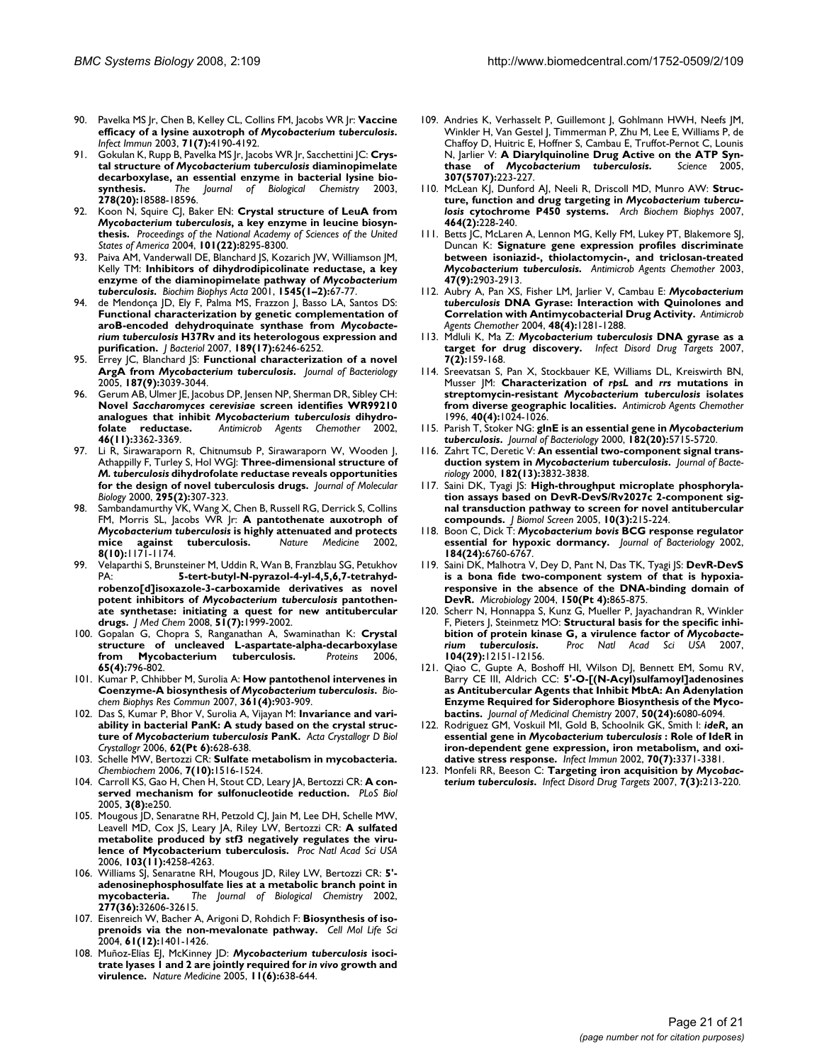90. Pavelka MS Jr, Chen B, Kelley CL, Collins FM, Jacobs WR Jr: **Vaccine efficacy of a lysine auxotroph of *Mycobacterium tuberculosis*.** *Infect Immun* 2003, **71(7):**4190-4192.
91. Gokulan K, Rupp B, Pavelka MS Jr, Jacobs WR Jr, Sacchettini JC: **Crystal structure of *Mycobacterium tuberculosis* diaminopimelate decarboxylase, an essential enzyme in bacterial lysine biosynthesis.** *The Journal of Biological Chemistry* 2003, **278(20):**18588-18596.
92. Koon N, Squire CJ, Baker EN: **Crystal structure of LeuA from *Mycobacterium tuberculosis*, a key enzyme in leucine biosynthesis.** *Proceedings of the National Academy of Sciences of the United States of America* 2004, **101(22):**8295-8300.
93. Paiva AM, Vanderwall DE, Blanchard JS, Kozarich JW, Williamson JM, Kelly TM: **Inhibitors of dihydrodipicolinate reductase, a key enzyme of the diaminopimelate pathway of *Mycobacterium tuberculosis*.** *Biochim Biophys Acta* 2001, **1545(1–2):**67-77.
94. de Mendonça JD, Ely F, Palma MS, Frazzon J, Basso LA, Santos DS: **Functional characterization by genetic complementation of aroB-encoded dehydroquinate synthase from *Mycobacterium tuberculosis* H37Rv and its heterologous expression and purification.** *J Bacteriol* 2007, **189(17):**6246-6252.
95. Errey JC, Blanchard JS: **Functional characterization of a novel ArgA from *Mycobacterium tuberculosis*.** *Journal of Bacteriology* 2005, **187(9):**3039-3044.
96. Gerum AB, Ulmer JE, Jacobus DP, Jensen NP, Sherman DR, Sibley CH: **Novel *Saccharomyces cerevisiae* screen identifies WR99210 analogues that inhibit *Mycobacterium tuberculosis* dihydrofolate reductase.** *Antimicrob Agents Chemother* 2002, **46(11):**3362-3369.
97. Li R, Sirawaraporn R, Chitnumsub P, Sirawaraporn W, Wooden J, Athappilly F, Turley S, Hol WGJ: **Three-dimensional structure of *M. tuberculosis* dihydrofolate reductase reveals opportunities for the design of novel tuberculosis drugs.** *Journal of Molecular Biology* 2000, **295(2):**307-323.
98. Sambandamurthy VK, Wang X, Chen B, Russell RG, Derrick S, Collins FM, Morris SL, Jacobs WR Jr: **A pantothenate auxotroph of *Mycobacterium tuberculosis* is highly attenuated and protects mice against tuberculosis.** *Nature Medicine* 2002, **8(10):**1171-1174.
99. Velaparthi S, Brunsteiner M, Uddin R, Wan B, Franzblau SG, Petukhov PA: **5-tert-butyl-N-pyrazol-4-yl-4,5,6,7-tetrahydrobenzo[d]isoxazole-3-carboxamide derivatives as novel potent inhibitors of *Mycobacterium tuberculosis* pantothenate synthetase: initiating a quest for new antitubercular drugs.** *J Med Chem* 2008, **51(7):**1999-2002.
100. Gopalan G, Chopra S, Ranganathan A, Swaminathan K: **Crystal structure of uncleaved L-aspartate-alpha-decarboxylase from Mycobacterium tuberculosis.** *Proteins* 2006, **65(4):**796-802.
101. Kumar P, Chhibber M, Surolia A: **How pantothenol intervenes in Coenzyme-A biosynthesis of *Mycobacterium tuberculosis*.** *Biochem Biophys Res Commun* 2007, **361(4):**903-909.
102. Das S, Kumar P, Bhor V, Surolia A, Vijayan M: **Invariance and variability in bacterial PanK: A study based on the crystal structure of *Mycobacterium tuberculosis* PanK.** *Acta Crystallogr D Biol Crystallogr* 2006, **62(Pt 6):**628-638.
103. Schelle MW, Bertozzi CR: **Sulfate metabolism in mycobacteria.** *Chembiochem* 2006, **7(10):**1516-1524.
104. Carroll KS, Gao H, Chen H, Stout CD, Leary JA, Bertozzi CR: **A conserved mechanism for sulfonucleotide reduction.** *PLoS Biol* 2005, **3(8):**e250.
105. Mougous JD, Senaratne RH, Petzold CJ, Jain M, Lee DH, Schelle MW, Leavell MD, Cox JS, Leary JA, Riley LW, Bertozzi CR: **A sulfated metabolite produced by stf3 negatively regulates the virulence of Mycobacterium tuberculosis.** *Proc Natl Acad Sci USA* 2006, **103(11):**4258-4263.
106. Williams SJ, Senaratne RH, Mougous JD, Riley LW, Bertozzi CR: **5'-adenosinephosphosulfate lies at a metabolic branch point in mycobacteria.** *The Journal of Biological Chemistry* 2002, **277(36):**32606-32615.
107. Eisenreich W, Bacher A, Arigoni D, Rohdich F: **Biosynthesis of isoprenoids via the non-mevalonate pathway.** *Cell Mol Life Sci* 2004, **61(12):**1401-1426.
108. Muñoz-Elías EJ, McKinney JD: ***Mycobacterium tuberculosis* isocitrate lyases 1 and 2 are jointly required for *in vivo* growth and virulence.** *Nature Medicine* 2005, **11(6):**638-644.
109. Andries K, Verhasselt P, Guillemont J, Gohlmann HWH, Neefs JM, Winkler H, Van Gestel J, Timmerman P, Zhu M, Lee E, Williams P, de Chaffoy D, Huitric E, Hoffner S, Cambau E, Truffot-Pernot C, Lounis N, Jarlier V: **A Diarylquinoline Drug Active on the ATP Synthase of *Mycobacterium tuberculosis*.** *Science* 2005, **307(5707):**223-227.
110. McLean KJ, Dunford AJ, Neeli R, Driscoll MD, Munro AW: **Structure, function and drug targeting in *Mycobacterium tuberculosis* cytochrome P450 systems.** *Arch Biochem Biophys* 2007, **464(2):**228-240.
111. Betts JC, McLaren A, Lennon MG, Kelly FM, Lukey PT, Blakemore SJ, Duncan K: **Signature gene expression profiles discriminate between isoniazid-, thiolactomycin-, and triclosan-treated *Mycobacterium tuberculosis*.** *Antimicrob Agents Chemother* 2003, **47(9):**2903-2913.
112. Aubry A, Pan XS, Fisher LM, Jarlier V, Cambau E: ***Mycobacterium tuberculosis* DNA Gyrase: Interaction with Quinolones and Correlation with Antimycobacterial Drug Activity.** *Antimicrob Agents Chemother* 2004, **48(4):**1281-1288.
113. Mdluli K, Ma Z: ***Mycobacterium tuberculosis* DNA gyrase as a target for drug discovery.** *Infect Disord Drug Targets* 2007, **7(2):**159-168.
114. Sreevatsan S, Pan X, Stockbauer KE, Williams DL, Kreiswirth BN, Musser JM: **Characterization of *rpsL* and *rrs* mutations in streptomycin-resistant *Mycobacterium tuberculosis* isolates from diverse geographic localities.** *Antimicrob Agents Chemother* 1996, **40(4):**1024-1026.
115. Parish T, Stoker NG: **glnE is an essential gene in *Mycobacterium tuberculosis*.** *Journal of Bacteriology* 2000, **182(20):**5715-5720.
116. Zahrt TC, Deretic V: **An essential two-component signal transduction system in *Mycobacterium tuberculosis*.** *Journal of Bacteriology* 2000, **182(13):**3832-3838.
117. Saini DK, Tyagi JS: **High-throughput microplate phosphorylation assays based on DevR-DevS/Rv2027c 2-component signal transduction pathway to screen for novel antitubercular compounds.** *J Biomol Screen* 2005, **10(3):**215-224.
118. Boon C, Dick T: ***Mycobacterium bovis* BCG response regulator essential for hypoxic dormancy.** *Journal of Bacteriology* 2002, **184(24):**6760-6767.
119. Saini DK, Malhotra V, Dey D, Pant N, Das TK, Tyagi JS: **DevR-DevS is a bona fide two-component system of that is hypoxia-responsive in the absence of the DNA-binding domain of DevR.** *Microbiology* 2004, **150(Pt 4):**865-875.
120. Scherr N, Honnappa S, Kunz G, Mueller P, Jayachandran R, Winkler F, Pieters J, Steinmetz MO: **Structural basis for the specific inhibition of protein kinase G, a virulence factor of *Mycobacterium tuberculosis*.** *Proc Natl Acad Sci USA* 2007, **104(29):**12151-12156.
121. Qiao C, Gupte A, Boshoff HI, Wilson DJ, Bennett EM, Somu RV, Barry CE III, Aldrich CC: **5'-O-[(N-Acyl)sulfamoyl]adenosines as Antitubercular Agents that Inhibit MbtA: An Adenylation Enzyme Required for Siderophore Biosynthesis of the Mycobactins.** *Journal of Medicinal Chemistry* 2007, **50(24):**6080-6094.
122. Rodriguez GM, Voskuil MI, Gold B, Schoolnik GK, Smith I: ***ideR*, an essential gene in *Mycobacterium tuberculosis* : Role of IdeR in iron-dependent gene expression, iron metabolism, and oxidative stress response.** *Infect Immun* 2002, **70(7):**3371-3381.
123. Monfeli RR, Beeson C: **Targeting iron acquisition by *Mycobacterium tuberculosis*.** *Infect Disord Drug Targets* 2007, **7(3):**213-220.